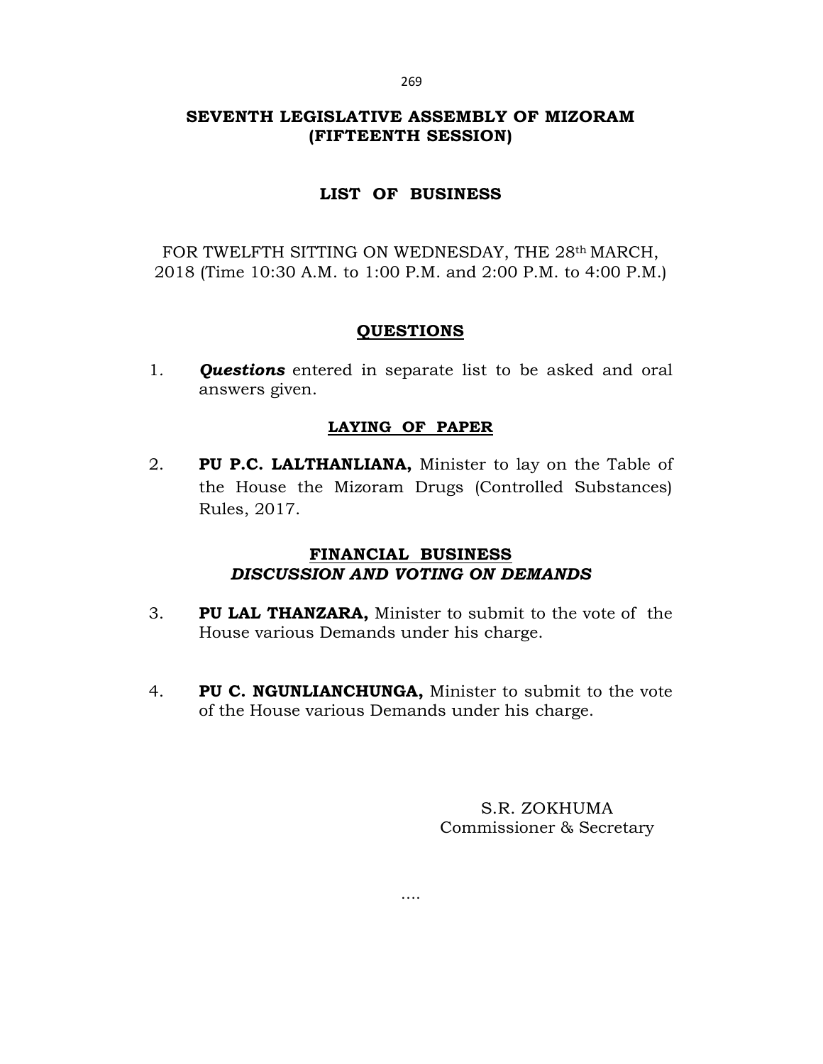# SEVENTH LEGISLATIVE ASSEMBLY OF MIZORAM
# (FIFTEENTH SESSION)

## LIST OF BUSINESS

FOR TWELFTH SITTING ON WEDNESDAY, THE 28th MARCH, 2018 (Time 10:30 A.M. to 1:00 P.M. and 2:00 P.M. to 4:00 P.M.)

### QUESTIONS

1. ***Questions*** entered in separate list to be asked and oral answers given.

### LAYING OF PAPER

2. **PU P.C. LALTHANLIANA,** Minister to lay on the Table of the House the Mizoram Drugs (Controlled Substances) Rules, 2017.

### FINANCIAL BUSINESS
### *DISCUSSION AND VOTING ON DEMANDS*

3. **PU LAL THANZARA,** Minister to submit to the vote of the House various Demands under his charge.

4. **PU C. NGUNLIANCHUNGA,** Minister to submit to the vote of the House various Demands under his charge.

S.R. ZOKHUMA
Commissioner & Secretary

....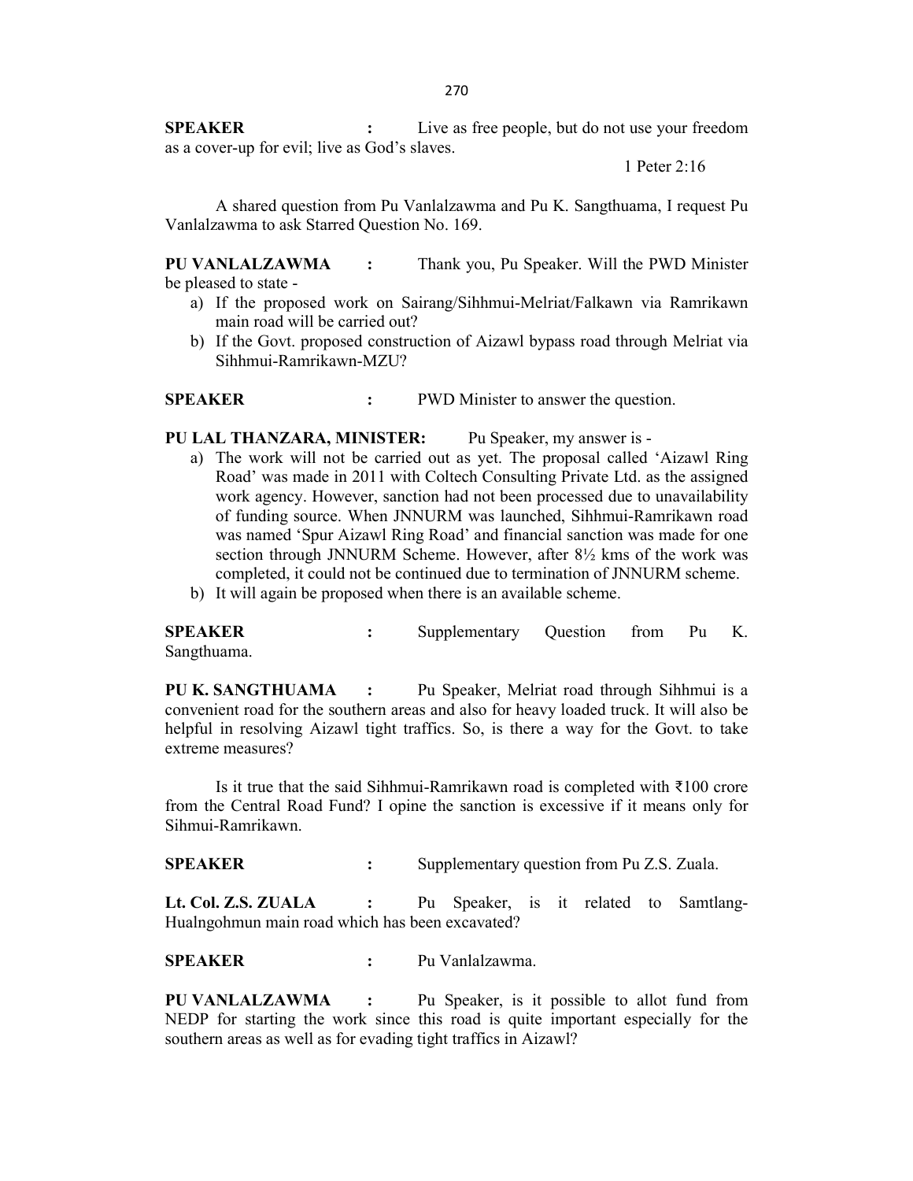**SPEAKER** : Live as free people, but do not use your freedom as a cover-up for evil; live as God's slaves.

1 Peter 2:16

A shared question from Pu Vanlalzawma and Pu K. Sangthuama, I request Pu Vanlalzawma to ask Starred Question No. 169.

**PU VANLALZAWMA** : Thank you, Pu Speaker. Will the PWD Minister be pleased to state -

a) If the proposed work on Sairang/Sihhmui-Melriat/Falkawn via Ramrikawn main road will be carried out?
b) If the Govt. proposed construction of Aizawl bypass road through Melriat via Sihhmui-Ramrikawn-MZU?

**SPEAKER** : PWD Minister to answer the question.

**PU LAL THANZARA, MINISTER:** Pu Speaker, my answer is -

a) The work will not be carried out as yet. The proposal called 'Aizawl Ring Road' was made in 2011 with Coltech Consulting Private Ltd. as the assigned work agency. However, sanction had not been processed due to unavailability of funding source. When JNNURM was launched, Sihhmui-Ramrikawn road was named 'Spur Aizawl Ring Road' and financial sanction was made for one section through JNNURM Scheme. However, after 8½ kms of the work was completed, it could not be continued due to termination of JNNURM scheme.
b) It will again be proposed when there is an available scheme.

**SPEAKER** : Supplementary Question from Pu K. Sangthuama.

**PU K. SANGTHUAMA** : Pu Speaker, Melriat road through Sihhmui is a convenient road for the southern areas and also for heavy loaded truck. It will also be helpful in resolving Aizawl tight traffics. So, is there a way for the Govt. to take extreme measures?

Is it true that the said Sihhmui-Ramrikawn road is completed with ₹100 crore from the Central Road Fund? I opine the sanction is excessive if it means only for Sihmui-Ramrikawn.

**SPEAKER** : Supplementary question from Pu Z.S. Zuala.

**Lt. Col. Z.S. ZUALA** : Pu Speaker, is it related to Samtlang-Hualngohmun main road which has been excavated?

**SPEAKER** : Pu Vanlalzawma.

**PU VANLALZAWMA** : Pu Speaker, is it possible to allot fund from NEDP for starting the work since this road is quite important especially for the southern areas as well as for evading tight traffics in Aizawl?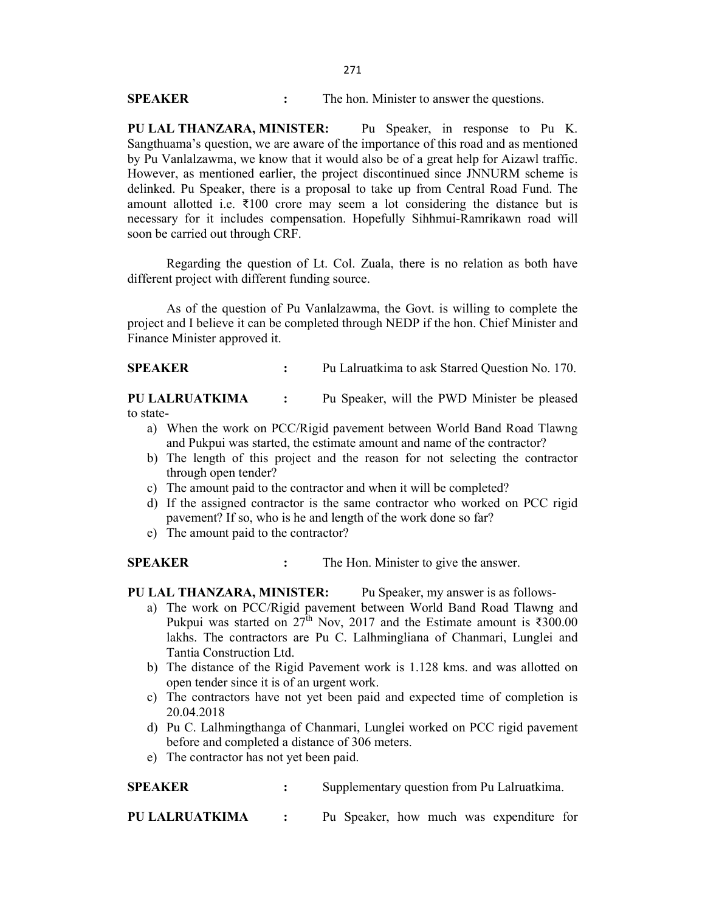**SPEAKER** : The hon. Minister to answer the questions.

**PU LAL THANZARA, MINISTER:** Pu Speaker, in response to Pu K. Sangthuama's question, we are aware of the importance of this road and as mentioned by Pu Vanlalzawma, we know that it would also be of a great help for Aizawl traffic. However, as mentioned earlier, the project discontinued since JNNURM scheme is delinked. Pu Speaker, there is a proposal to take up from Central Road Fund. The amount allotted i.e. ₹100 crore may seem a lot considering the distance but is necessary for it includes compensation. Hopefully Sihhmui-Ramrikawn road will soon be carried out through CRF.

Regarding the question of Lt. Col. Zuala, there is no relation as both have different project with different funding source.

As of the question of Pu Vanlalzawma, the Govt. is willing to complete the project and I believe it can be completed through NEDP if the hon. Chief Minister and Finance Minister approved it.

**SPEAKER** : Pu Lalruatkima to ask Starred Question No. 170.

**PU LALRUATKIMA** : Pu Speaker, will the PWD Minister be pleased to state-

a) When the work on PCC/Rigid pavement between World Band Road Tlawng and Pukpui was started, the estimate amount and name of the contractor?
b) The length of this project and the reason for not selecting the contractor through open tender?
c) The amount paid to the contractor and when it will be completed?
d) If the assigned contractor is the same contractor who worked on PCC rigid pavement? If so, who is he and length of the work done so far?
e) The amount paid to the contractor?

**SPEAKER** : The Hon. Minister to give the answer.

**PU LAL THANZARA, MINISTER:** Pu Speaker, my answer is as follows-

a) The work on PCC/Rigid pavement between World Band Road Tlawng and Pukpui was started on 27th Nov, 2017 and the Estimate amount is ₹300.00 lakhs. The contractors are Pu C. Lalhmingliana of Chanmari, Lunglei and Tantia Construction Ltd.
b) The distance of the Rigid Pavement work is 1.128 kms. and was allotted on open tender since it is of an urgent work.
c) The contractors have not yet been paid and expected time of completion is 20.04.2018
d) Pu C. Lalhmingthanga of Chanmari, Lunglei worked on PCC rigid pavement before and completed a distance of 306 meters.
e) The contractor has not yet been paid.

**SPEAKER** : Supplementary question from Pu Lalruatkima.

**PU LALRUATKIMA** : Pu Speaker, how much was expenditure for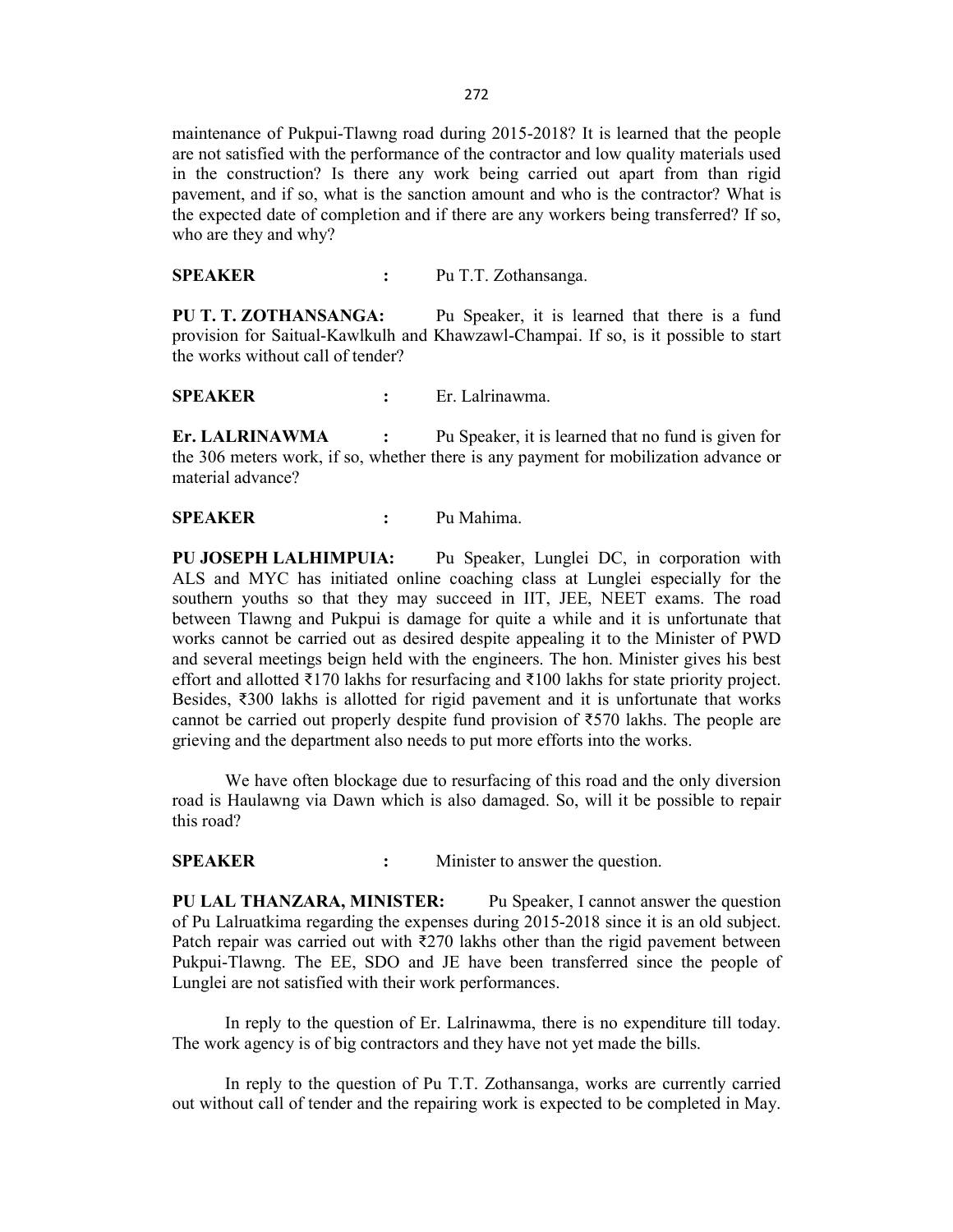maintenance of Pukpui-Tlawng road during 2015-2018? It is learned that the people are not satisfied with the performance of the contractor and low quality materials used in the construction? Is there any work being carried out apart from than rigid pavement, and if so, what is the sanction amount and who is the contractor? What is the expected date of completion and if there are any workers being transferred? If so, who are they and why?

**SPEAKER** : Pu T.T. Zothansanga.

**PU T. T. ZOTHANSANGA:** Pu Speaker, it is learned that there is a fund provision for Saitual-Kawlkulh and Khawzawl-Champai. If so, is it possible to start the works without call of tender?

**SPEAKER** : Er. Lalrinawma.

**Er. LALRINAWMA** : Pu Speaker, it is learned that no fund is given for the 306 meters work, if so, whether there is any payment for mobilization advance or material advance?

**SPEAKER** : Pu Mahima.

**PU JOSEPH LALHIMPUIA:** Pu Speaker, Lunglei DC, in corporation with ALS and MYC has initiated online coaching class at Lunglei especially for the southern youths so that they may succeed in IIT, JEE, NEET exams. The road between Tlawng and Pukpui is damage for quite a while and it is unfortunate that works cannot be carried out as desired despite appealing it to the Minister of PWD and several meetings beign held with the engineers. The hon. Minister gives his best effort and allotted ₹170 lakhs for resurfacing and ₹100 lakhs for state priority project. Besides, ₹300 lakhs is allotted for rigid pavement and it is unfortunate that works cannot be carried out properly despite fund provision of ₹570 lakhs. The people are grieving and the department also needs to put more efforts into the works.

We have often blockage due to resurfacing of this road and the only diversion road is Haulawng via Dawn which is also damaged. So, will it be possible to repair this road?

**SPEAKER** : Minister to answer the question.

**PU LAL THANZARA, MINISTER:** Pu Speaker, I cannot answer the question of Pu Lalruatkima regarding the expenses during 2015-2018 since it is an old subject. Patch repair was carried out with ₹270 lakhs other than the rigid pavement between Pukpui-Tlawng. The EE, SDO and JE have been transferred since the people of Lunglei are not satisfied with their work performances.

In reply to the question of Er. Lalrinawma, there is no expenditure till today. The work agency is of big contractors and they have not yet made the bills.

In reply to the question of Pu T.T. Zothansanga, works are currently carried out without call of tender and the repairing work is expected to be completed in May.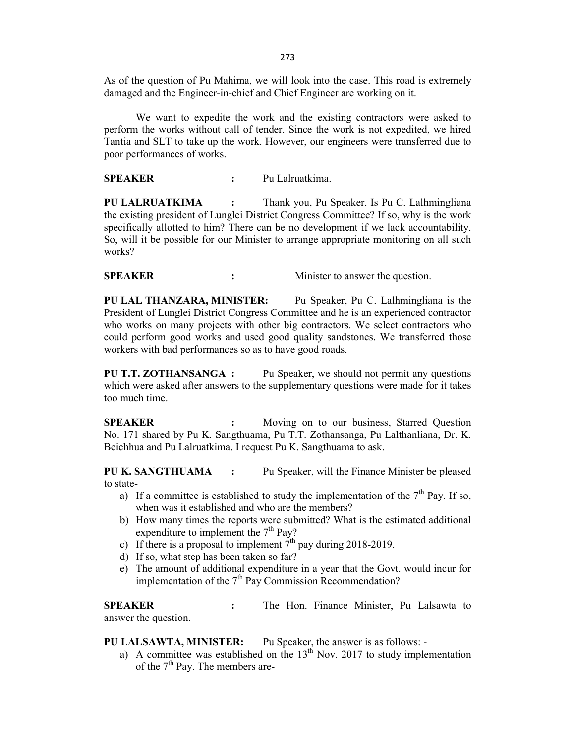As of the question of Pu Mahima, we will look into the case. This road is extremely damaged and the Engineer-in-chief and Chief Engineer are working on it.

We want to expedite the work and the existing contractors were asked to perform the works without call of tender. Since the work is not expedited, we hired Tantia and SLT to take up the work. However, our engineers were transferred due to poor performances of works.

**SPEAKER :** Pu Lalruatkima.

**PU LALRUATKIMA :** Thank you, Pu Speaker. Is Pu C. Lalhmingliana the existing president of Lunglei District Congress Committee? If so, why is the work specifically allotted to him? There can be no development if we lack accountability. So, will it be possible for our Minister to arrange appropriate monitoring on all such works?

**SPEAKER :** Minister to answer the question.

**PU LAL THANZARA, MINISTER:** Pu Speaker, Pu C. Lalhmingliana is the President of Lunglei District Congress Committee and he is an experienced contractor who works on many projects with other big contractors. We select contractors who could perform good works and used good quality sandstones. We transferred those workers with bad performances so as to have good roads.

**PU T.T. ZOTHANSANGA :** Pu Speaker, we should not permit any questions which were asked after answers to the supplementary questions were made for it takes too much time.

**SPEAKER :** Moving on to our business, Starred Question No. 171 shared by Pu K. Sangthuama, Pu T.T. Zothansanga, Pu Lalthanliana, Dr. K. Beichhua and Pu Lalruatkima. I request Pu K. Sangthuama to ask.

**PU K. SANGTHUAMA :** Pu Speaker, will the Finance Minister be pleased to state-

a) If a committee is established to study the implementation of the 7th Pay. If so, when was it established and who are the members?
b) How many times the reports were submitted? What is the estimated additional expenditure to implement the 7th Pay?
c) If there is a proposal to implement 7th pay during 2018-2019.
d) If so, what step has been taken so far?
e) The amount of additional expenditure in a year that the Govt. would incur for implementation of the 7th Pay Commission Recommendation?

**SPEAKER :** The Hon. Finance Minister, Pu Lalsawta to answer the question.

**PU LALSAWTA, MINISTER:** Pu Speaker, the answer is as follows: -

a) A committee was established on the 13th Nov. 2017 to study implementation of the 7th Pay. The members are-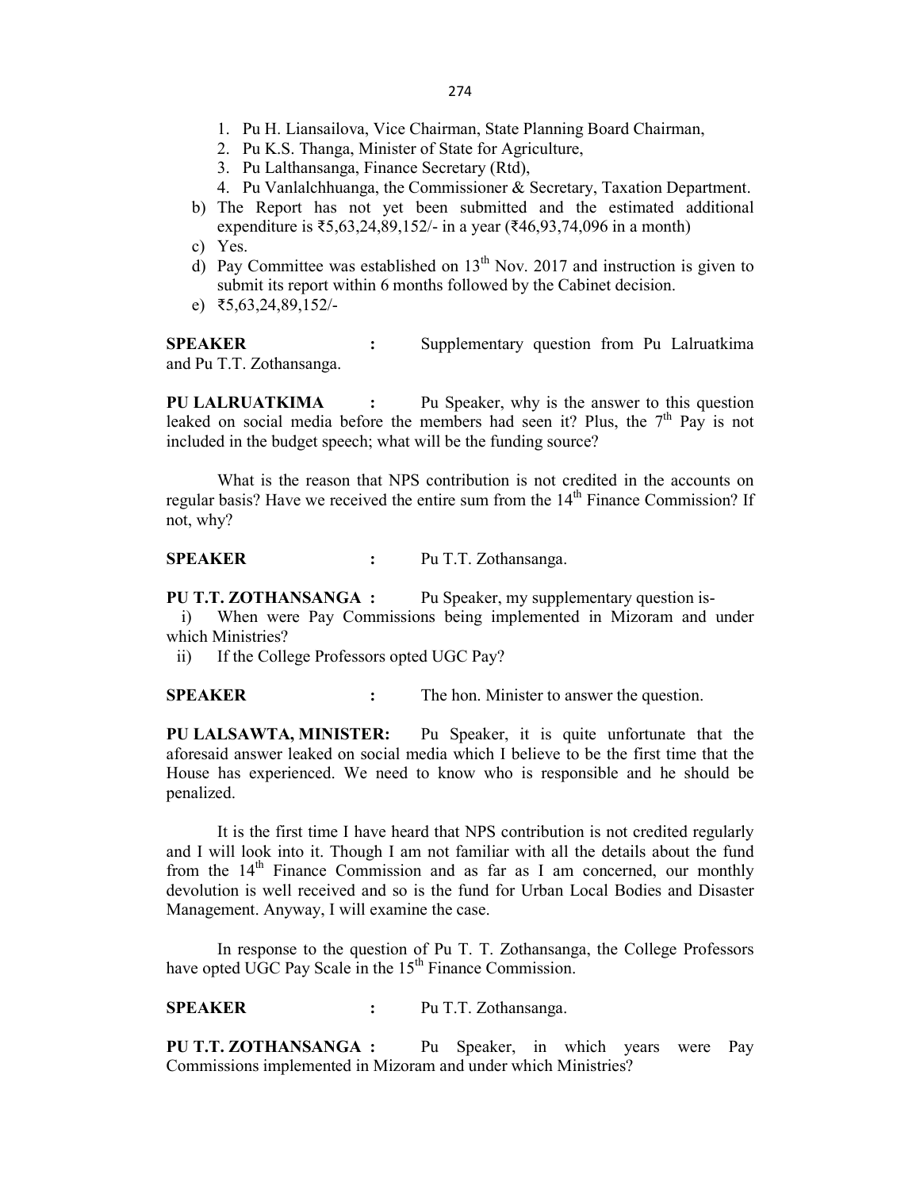1. Pu H. Liansailova, Vice Chairman, State Planning Board Chairman,
2. Pu K.S. Thanga, Minister of State for Agriculture,
3. Pu Lalthansanga, Finance Secretary (Rtd),
4. Pu Vanlalchhuanga, the Commissioner & Secretary, Taxation Department.

b) The Report has not yet been submitted and the estimated additional expenditure is ₹5,63,24,89,152/- in a year (₹46,93,74,096 in a month)

c) Yes.

d) Pay Committee was established on 13th Nov. 2017 and instruction is given to submit its report within 6 months followed by the Cabinet decision.

e) ₹5,63,24,89,152/-

**SPEAKER** : Supplementary question from Pu Lalruatkima and Pu T.T. Zothansanga.

**PU LALRUATKIMA** : Pu Speaker, why is the answer to this question leaked on social media before the members had seen it? Plus, the 7th Pay is not included in the budget speech; what will be the funding source?

What is the reason that NPS contribution is not credited in the accounts on regular basis? Have we received the entire sum from the 14th Finance Commission? If not, why?

**SPEAKER** : Pu T.T. Zothansanga.

**PU T.T. ZOTHANSANGA :** Pu Speaker, my supplementary question is-

i) When were Pay Commissions being implemented in Mizoram and under which Ministries?

ii) If the College Professors opted UGC Pay?

**SPEAKER** : The hon. Minister to answer the question.

**PU LALSAWTA, MINISTER:** Pu Speaker, it is quite unfortunate that the aforesaid answer leaked on social media which I believe to be the first time that the House has experienced. We need to know who is responsible and he should be penalized.

It is the first time I have heard that NPS contribution is not credited regularly and I will look into it. Though I am not familiar with all the details about the fund from the 14th Finance Commission and as far as I am concerned, our monthly devolution is well received and so is the fund for Urban Local Bodies and Disaster Management. Anyway, I will examine the case.

In response to the question of Pu T. T. Zothansanga, the College Professors have opted UGC Pay Scale in the 15th Finance Commission.

**SPEAKER** : Pu T.T. Zothansanga.

**PU T.T. ZOTHANSANGA :** Pu Speaker, in which years were Pay Commissions implemented in Mizoram and under which Ministries?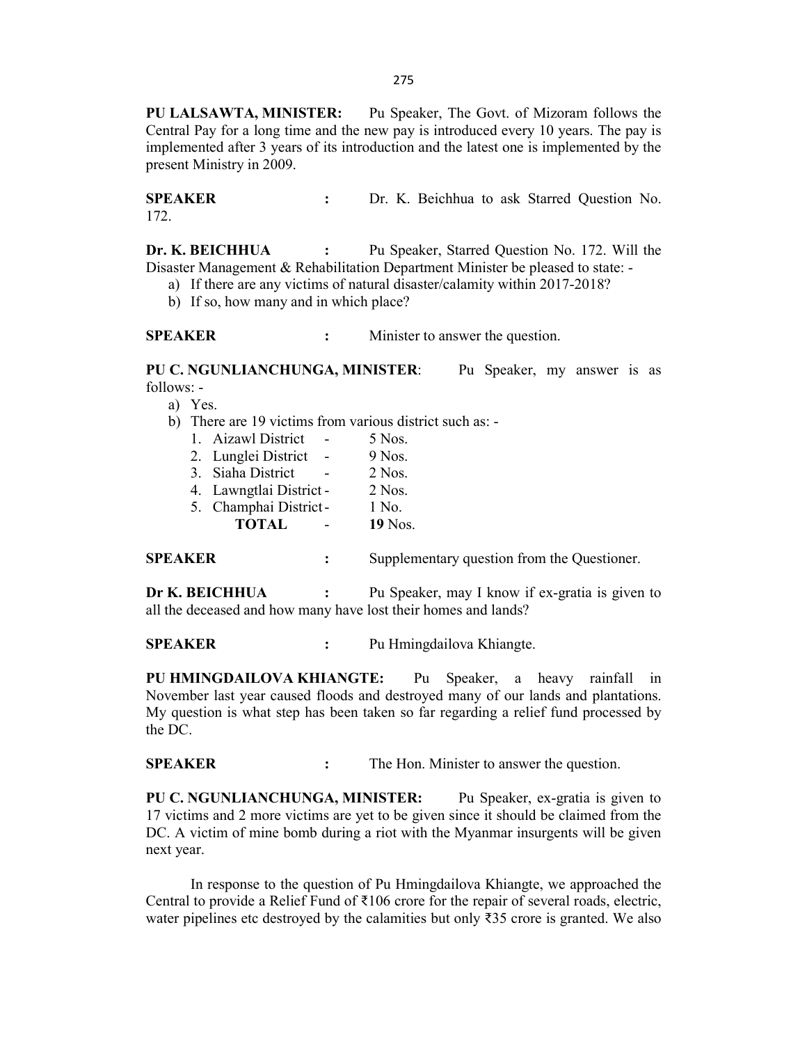**PU LALSAWTA, MINISTER:** Pu Speaker, The Govt. of Mizoram follows the Central Pay for a long time and the new pay is introduced every 10 years. The pay is implemented after 3 years of its introduction and the latest one is implemented by the present Ministry in 2009.

**SPEAKER :** Dr. K. Beichhua to ask Starred Question No. 172.

**Dr. K. BEICHHUA :** Pu Speaker, Starred Question No. 172. Will the Disaster Management & Rehabilitation Department Minister be pleased to state: -

a) If there are any victims of natural disaster/calamity within 2017-2018?
b) If so, how many and in which place?

**SPEAKER :** Minister to answer the question.

**PU C. NGUNLIANCHUNGA, MINISTER**: Pu Speaker, my answer is as follows: -

a) Yes.
b) There are 19 victims from various district such as: -
   1. Aizawl District - 5 Nos.
   2. Lunglei District - 9 Nos.
   3. Siaha District - 2 Nos.
   4. Lawngtlai District - 2 Nos.
   5. Champhai District - 1 No.

   **TOTAL** - **19** Nos.

**SPEAKER :** Supplementary question from the Questioner.

**Dr K. BEICHHUA :** Pu Speaker, may I know if ex-gratia is given to all the deceased and how many have lost their homes and lands?

**SPEAKER :** Pu Hmingdailova Khiangte.

**PU HMINGDAILOVA KHIANGTE:** Pu Speaker, a heavy rainfall in November last year caused floods and destroyed many of our lands and plantations. My question is what step has been taken so far regarding a relief fund processed by the DC.

**SPEAKER :** The Hon. Minister to answer the question.

**PU C. NGUNLIANCHUNGA, MINISTER:** Pu Speaker, ex-gratia is given to 17 victims and 2 more victims are yet to be given since it should be claimed from the DC. A victim of mine bomb during a riot with the Myanmar insurgents will be given next year.

In response to the question of Pu Hmingdailova Khiangte, we approached the Central to provide a Relief Fund of ₹106 crore for the repair of several roads, electric, water pipelines etc destroyed by the calamities but only ₹35 crore is granted. We also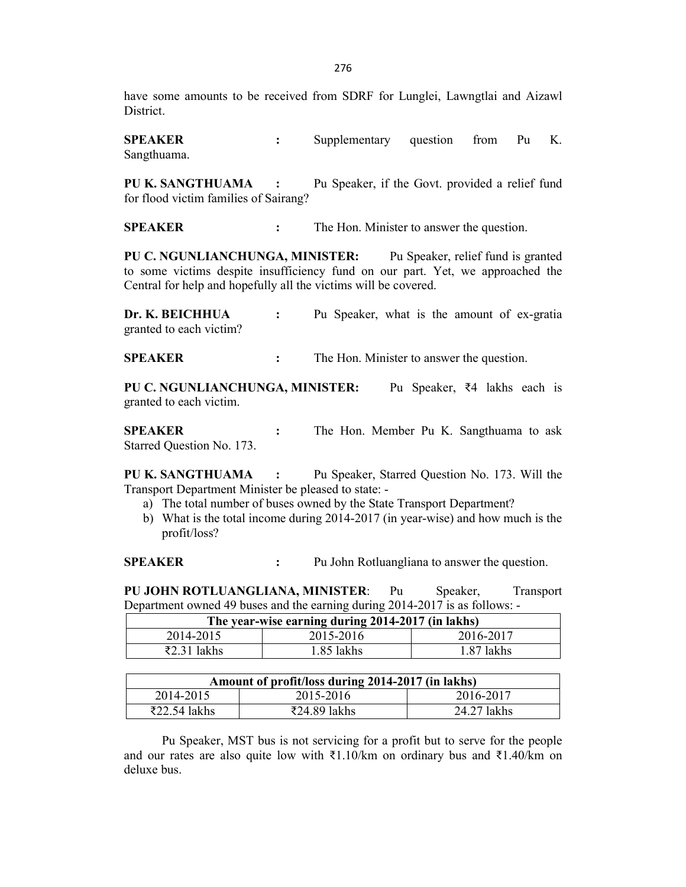have some amounts to be received from SDRF for Lunglei, Lawngtlai and Aizawl District.

**SPEAKER** : Supplementary question from Pu K. Sangthuama.

**PU K. SANGTHUAMA** : Pu Speaker, if the Govt. provided a relief fund for flood victim families of Sairang?

**SPEAKER** : The Hon. Minister to answer the question.

**PU C. NGUNLIANCHUNGA, MINISTER:** Pu Speaker, relief fund is granted to some victims despite insufficiency fund on our part. Yet, we approached the Central for help and hopefully all the victims will be covered.

**Dr. K. BEICHHUA** : Pu Speaker, what is the amount of ex-gratia granted to each victim?

**SPEAKER** : The Hon. Minister to answer the question.

**PU C. NGUNLIANCHUNGA, MINISTER:** Pu Speaker, ₹4 lakhs each is granted to each victim.

**SPEAKER** : The Hon. Member Pu K. Sangthuama to ask Starred Question No. 173.

**PU K. SANGTHUAMA** : Pu Speaker, Starred Question No. 173. Will the Transport Department Minister be pleased to state: -

a) The total number of buses owned by the State Transport Department?
b) What is the total income during 2014-2017 (in year-wise) and how much is the profit/loss?

**SPEAKER** : Pu John Rotluangliana to answer the question.

**PU JOHN ROTLUANGLIANA, MINISTER**: Pu Speaker, Transport Department owned 49 buses and the earning during 2014-2017 is as follows: -

| The year-wise earning during 2014-2017 (in lakhs) | | |
|---|---|---|
| 2014-2015 | 2015-2016 | 2016-2017 |
| ₹2.31 lakhs | 1.85 lakhs | 1.87 lakhs |

| Amount of profit/loss during 2014-2017 (in lakhs) | | |
|---|---|---|
| 2014-2015 | 2015-2016 | 2016-2017 |
| ₹22.54 lakhs | ₹24.89 lakhs | 24.27 lakhs |

Pu Speaker, MST bus is not servicing for a profit but to serve for the people and our rates are also quite low with ₹1.10/km on ordinary bus and ₹1.40/km on deluxe bus.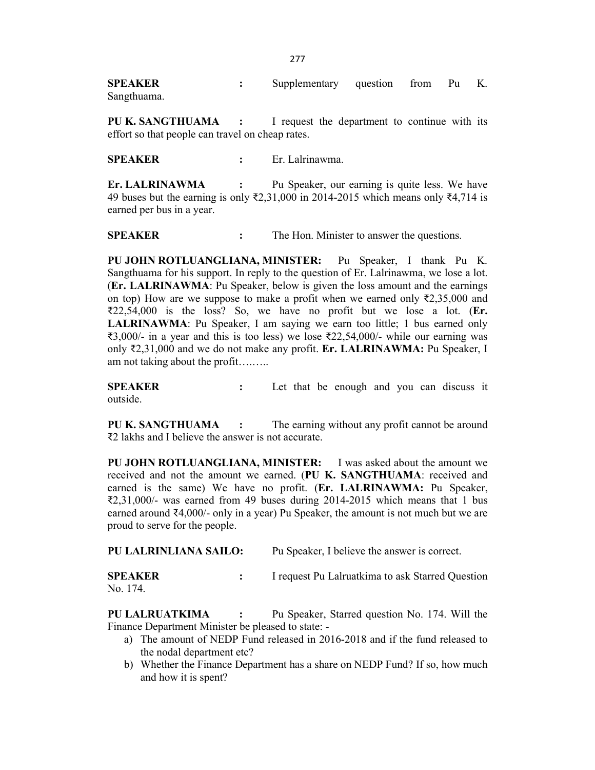**SPEAKER** : Supplementary question from Pu K. Sangthuama.

**PU K. SANGTHUAMA** : I request the department to continue with its effort so that people can travel on cheap rates.

**SPEAKER** : Er. Lalrinawma.

**Er. LALRINAWMA** : Pu Speaker, our earning is quite less. We have 49 buses but the earning is only ₹2,31,000 in 2014-2015 which means only ₹4,714 is earned per bus in a year.

**SPEAKER** : The Hon. Minister to answer the questions.

**PU JOHN ROTLUANGLIANA, MINISTER:** Pu Speaker, I thank Pu K. Sangthuama for his support. In reply to the question of Er. Lalrinawma, we lose a lot. (**Er. LALRINAWMA**: Pu Speaker, below is given the loss amount and the earnings on top) How are we suppose to make a profit when we earned only ₹2,35,000 and ₹22,54,000 is the loss? So, we have no profit but we lose a lot. (**Er. LALRINAWMA**: Pu Speaker, I am saying we earn too little; 1 bus earned only ₹3,000/- in a year and this is too less) we lose ₹22,54,000/- while our earning was only ₹2,31,000 and we do not make any profit. **Er. LALRINAWMA:** Pu Speaker, I am not taking about the profit……..

**SPEAKER** : Let that be enough and you can discuss it outside.

**PU K. SANGTHUAMA** : The earning without any profit cannot be around ₹2 lakhs and I believe the answer is not accurate.

**PU JOHN ROTLUANGLIANA, MINISTER:** I was asked about the amount we received and not the amount we earned. (**PU K. SANGTHUAMA**: received and earned is the same) We have no profit. (**Er. LALRINAWMA:** Pu Speaker, ₹2,31,000/- was earned from 49 buses during 2014-2015 which means that 1 bus earned around ₹4,000/- only in a year) Pu Speaker, the amount is not much but we are proud to serve for the people.

**PU LALRINLIANA SAILO:** Pu Speaker, I believe the answer is correct.

**SPEAKER** : I request Pu Lalruatkima to ask Starred Question No. 174.

**PU LALRUATKIMA** : Pu Speaker, Starred question No. 174. Will the Finance Department Minister be pleased to state: -

a) The amount of NEDP Fund released in 2016-2018 and if the fund released to the nodal department etc?
b) Whether the Finance Department has a share on NEDP Fund? If so, how much and how it is spent?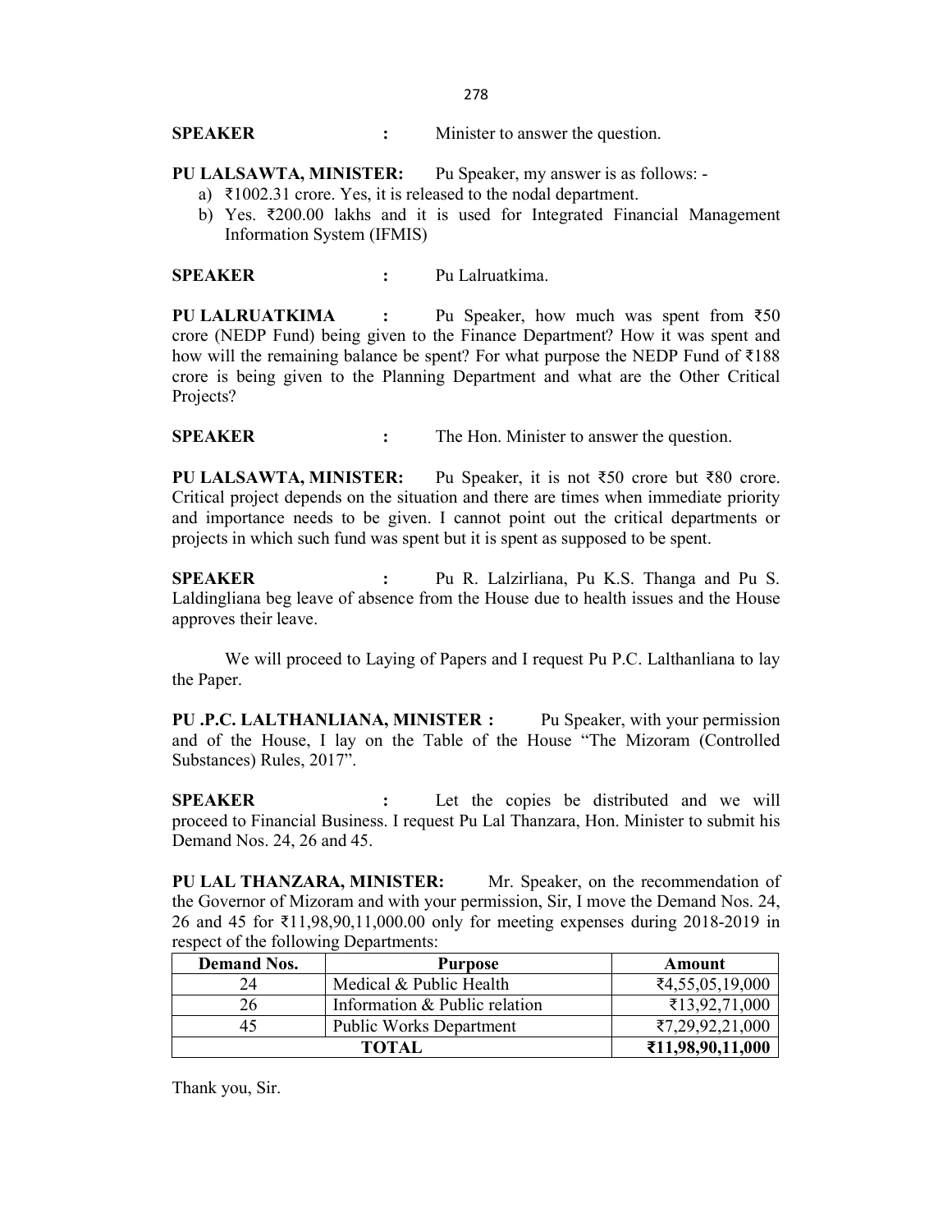**SPEAKER** : Minister to answer the question.

**PU LALSAWTA, MINISTER:** Pu Speaker, my answer is as follows: -

a) ₹1002.31 crore. Yes, it is released to the nodal department.
b) Yes. ₹200.00 lakhs and it is used for Integrated Financial Management Information System (IFMIS)

**SPEAKER** : Pu Lalruatkima.

**PU LALRUATKIMA** : Pu Speaker, how much was spent from ₹50 crore (NEDP Fund) being given to the Finance Department? How it was spent and how will the remaining balance be spent? For what purpose the NEDP Fund of ₹188 crore is being given to the Planning Department and what are the Other Critical Projects?

**SPEAKER** : The Hon. Minister to answer the question.

**PU LALSAWTA, MINISTER:** Pu Speaker, it is not ₹50 crore but ₹80 crore. Critical project depends on the situation and there are times when immediate priority and importance needs to be given. I cannot point out the critical departments or projects in which such fund was spent but it is spent as supposed to be spent.

**SPEAKER** : Pu R. Lalzirliana, Pu K.S. Thanga and Pu S. Laldingliana beg leave of absence from the House due to health issues and the House approves their leave.

We will proceed to Laying of Papers and I request Pu P.C. Lalthanliana to lay the Paper.

**PU .P.C. LALTHANLIANA, MINISTER :** Pu Speaker, with your permission and of the House, I lay on the Table of the House "The Mizoram (Controlled Substances) Rules, 2017".

**SPEAKER** : Let the copies be distributed and we will proceed to Financial Business. I request Pu Lal Thanzara, Hon. Minister to submit his Demand Nos. 24, 26 and 45.

**PU LAL THANZARA, MINISTER:** Mr. Speaker, on the recommendation of the Governor of Mizoram and with your permission, Sir, I move the Demand Nos. 24, 26 and 45 for ₹11,98,90,11,000.00 only for meeting expenses during 2018-2019 in respect of the following Departments:

| Demand Nos. | Purpose | Amount |
|---|---|---|
| 24 | Medical & Public Health | ₹4,55,05,19,000 |
| 26 | Information & Public relation | ₹13,92,71,000 |
| 45 | Public Works Department | ₹7,29,92,21,000 |
| **TOTAL** | | **₹11,98,90,11,000** |

Thank you, Sir.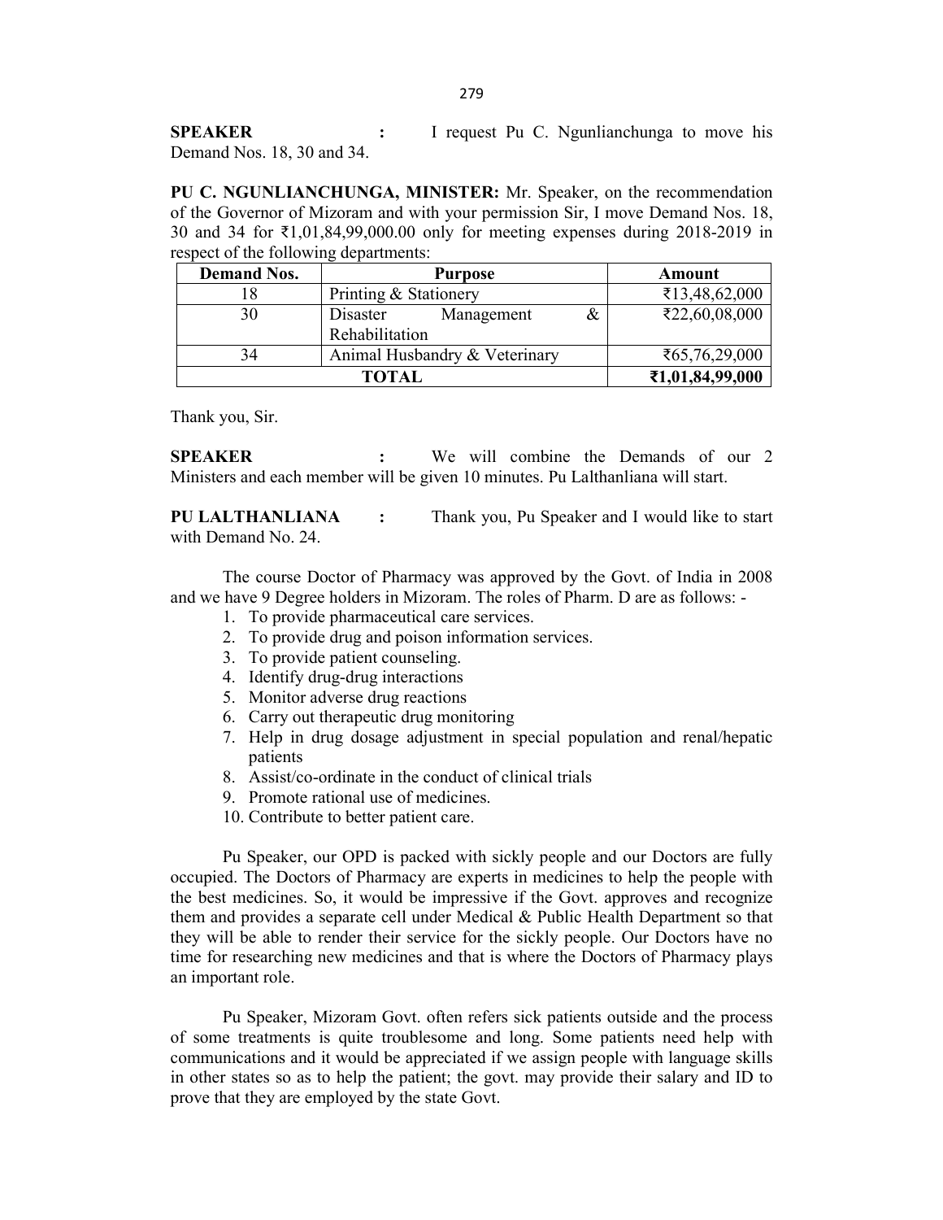**SPEAKER :** I request Pu C. Ngunlianchunga to move his Demand Nos. 18, 30 and 34.

**PU C. NGUNLIANCHUNGA, MINISTER:** Mr. Speaker, on the recommendation of the Governor of Mizoram and with your permission Sir, I move Demand Nos. 18, 30 and 34 for ₹1,01,84,99,000.00 only for meeting expenses during 2018-2019 in respect of the following departments:

| Demand Nos. | Purpose | Amount |
|---|---|---|
| 18 | Printing & Stationery | ₹13,48,62,000 |
| 30 | Disaster Management & Rehabilitation | ₹22,60,08,000 |
| 34 | Animal Husbandry & Veterinary | ₹65,76,29,000 |
| **TOTAL** | | **₹1,01,84,99,000** |

Thank you, Sir.

**SPEAKER :** We will combine the Demands of our 2 Ministers and each member will be given 10 minutes. Pu Lalthanliana will start.

**PU LALTHANLIANA :** Thank you, Pu Speaker and I would like to start with Demand No. 24.

The course Doctor of Pharmacy was approved by the Govt. of India in 2008 and we have 9 Degree holders in Mizoram. The roles of Pharm. D are as follows: -

1. To provide pharmaceutical care services.
2. To provide drug and poison information services.
3. To provide patient counseling.
4. Identify drug-drug interactions
5. Monitor adverse drug reactions
6. Carry out therapeutic drug monitoring
7. Help in drug dosage adjustment in special population and renal/hepatic patients
8. Assist/co-ordinate in the conduct of clinical trials
9. Promote rational use of medicines.
10. Contribute to better patient care.

Pu Speaker, our OPD is packed with sickly people and our Doctors are fully occupied. The Doctors of Pharmacy are experts in medicines to help the people with the best medicines. So, it would be impressive if the Govt. approves and recognize them and provides a separate cell under Medical & Public Health Department so that they will be able to render their service for the sickly people. Our Doctors have no time for researching new medicines and that is where the Doctors of Pharmacy plays an important role.

Pu Speaker, Mizoram Govt. often refers sick patients outside and the process of some treatments is quite troublesome and long. Some patients need help with communications and it would be appreciated if we assign people with language skills in other states so as to help the patient; the govt. may provide their salary and ID to prove that they are employed by the state Govt.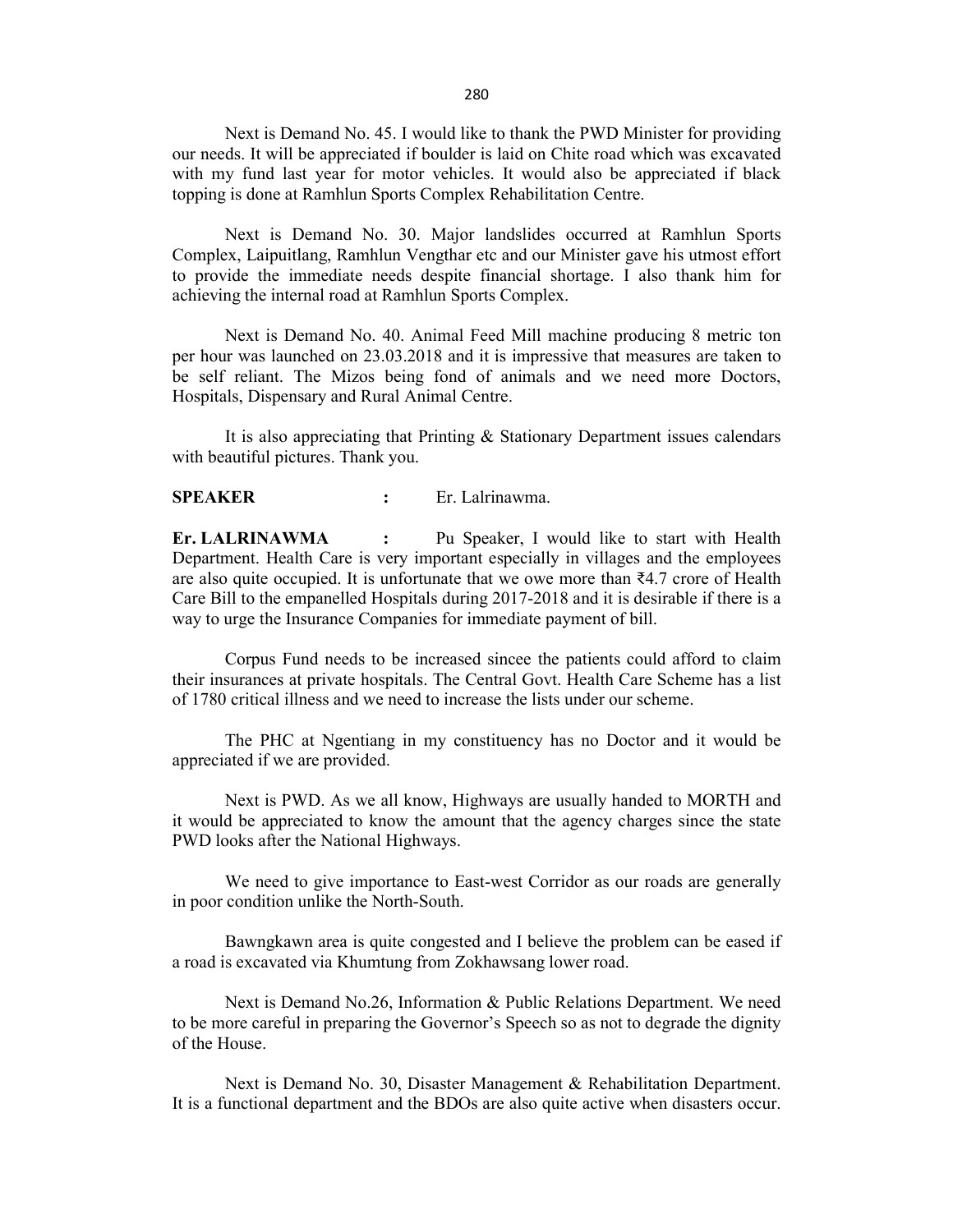Next is Demand No. 45. I would like to thank the PWD Minister for providing our needs. It will be appreciated if boulder is laid on Chite road which was excavated with my fund last year for motor vehicles. It would also be appreciated if black topping is done at Ramhlun Sports Complex Rehabilitation Centre.

Next is Demand No. 30. Major landslides occurred at Ramhlun Sports Complex, Laipuitlang, Ramhlun Vengthar etc and our Minister gave his utmost effort to provide the immediate needs despite financial shortage. I also thank him for achieving the internal road at Ramhlun Sports Complex.

Next is Demand No. 40. Animal Feed Mill machine producing 8 metric ton per hour was launched on 23.03.2018 and it is impressive that measures are taken to be self reliant. The Mizos being fond of animals and we need more Doctors, Hospitals, Dispensary and Rural Animal Centre.

It is also appreciating that Printing & Stationary Department issues calendars with beautiful pictures. Thank you.

**SPEAKER** : Er. Lalrinawma.

**Er. LALRINAWMA** : Pu Speaker, I would like to start with Health Department. Health Care is very important especially in villages and the employees are also quite occupied. It is unfortunate that we owe more than ₹4.7 crore of Health Care Bill to the empanelled Hospitals during 2017-2018 and it is desirable if there is a way to urge the Insurance Companies for immediate payment of bill.

Corpus Fund needs to be increased sincee the patients could afford to claim their insurances at private hospitals. The Central Govt. Health Care Scheme has a list of 1780 critical illness and we need to increase the lists under our scheme.

The PHC at Ngentiang in my constituency has no Doctor and it would be appreciated if we are provided.

Next is PWD. As we all know, Highways are usually handed to MORTH and it would be appreciated to know the amount that the agency charges since the state PWD looks after the National Highways.

We need to give importance to East-west Corridor as our roads are generally in poor condition unlike the North-South.

Bawngkawn area is quite congested and I believe the problem can be eased if a road is excavated via Khumtung from Zokhawsang lower road.

Next is Demand No.26, Information & Public Relations Department. We need to be more careful in preparing the Governor's Speech so as not to degrade the dignity of the House.

Next is Demand No. 30, Disaster Management & Rehabilitation Department. It is a functional department and the BDOs are also quite active when disasters occur.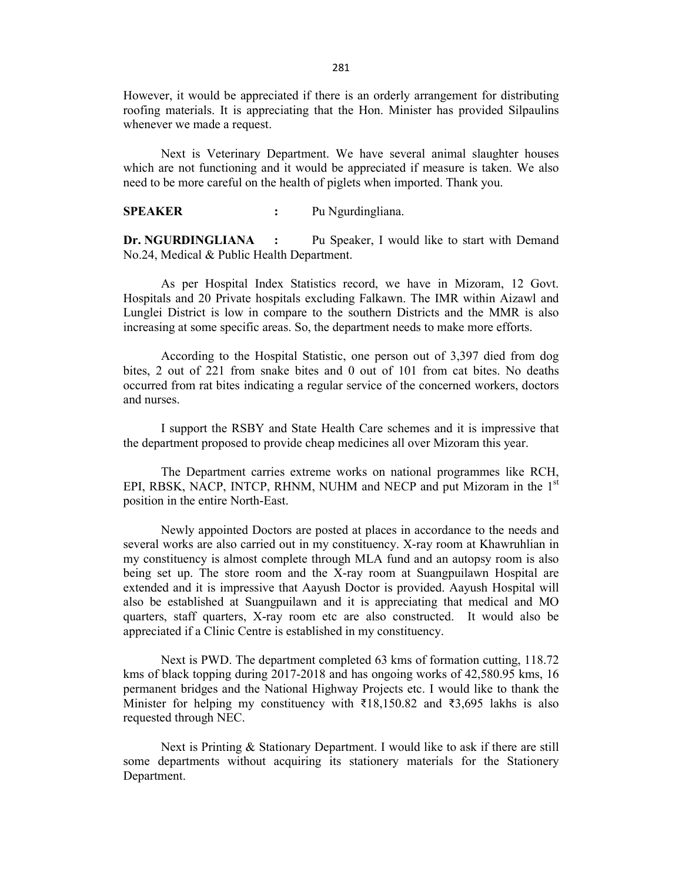However, it would be appreciated if there is an orderly arrangement for distributing roofing materials. It is appreciating that the Hon. Minister has provided Silpaulins whenever we made a request.

Next is Veterinary Department. We have several animal slaughter houses which are not functioning and it would be appreciated if measure is taken. We also need to be more careful on the health of piglets when imported. Thank you.

**SPEAKER** : Pu Ngurdingliana.

**Dr. NGURDINGLIANA** : Pu Speaker, I would like to start with Demand No.24, Medical & Public Health Department.

As per Hospital Index Statistics record, we have in Mizoram, 12 Govt. Hospitals and 20 Private hospitals excluding Falkawn. The IMR within Aizawl and Lunglei District is low in compare to the southern Districts and the MMR is also increasing at some specific areas. So, the department needs to make more efforts.

According to the Hospital Statistic, one person out of 3,397 died from dog bites, 2 out of 221 from snake bites and 0 out of 101 from cat bites. No deaths occurred from rat bites indicating a regular service of the concerned workers, doctors and nurses.

I support the RSBY and State Health Care schemes and it is impressive that the department proposed to provide cheap medicines all over Mizoram this year.

The Department carries extreme works on national programmes like RCH, EPI, RBSK, NACP, INTCP, RHNM, NUHM and NECP and put Mizoram in the 1st position in the entire North-East.

Newly appointed Doctors are posted at places in accordance to the needs and several works are also carried out in my constituency. X-ray room at Khawruhlian in my constituency is almost complete through MLA fund and an autopsy room is also being set up. The store room and the X-ray room at Suangpuilawn Hospital are extended and it is impressive that Aayush Doctor is provided. Aayush Hospital will also be established at Suangpuilawn and it is appreciating that medical and MO quarters, staff quarters, X-ray room etc are also constructed. It would also be appreciated if a Clinic Centre is established in my constituency.

Next is PWD. The department completed 63 kms of formation cutting, 118.72 kms of black topping during 2017-2018 and has ongoing works of 42,580.95 kms, 16 permanent bridges and the National Highway Projects etc. I would like to thank the Minister for helping my constituency with ₹18,150.82 and ₹3,695 lakhs is also requested through NEC.

Next is Printing & Stationary Department. I would like to ask if there are still some departments without acquiring its stationery materials for the Stationery Department.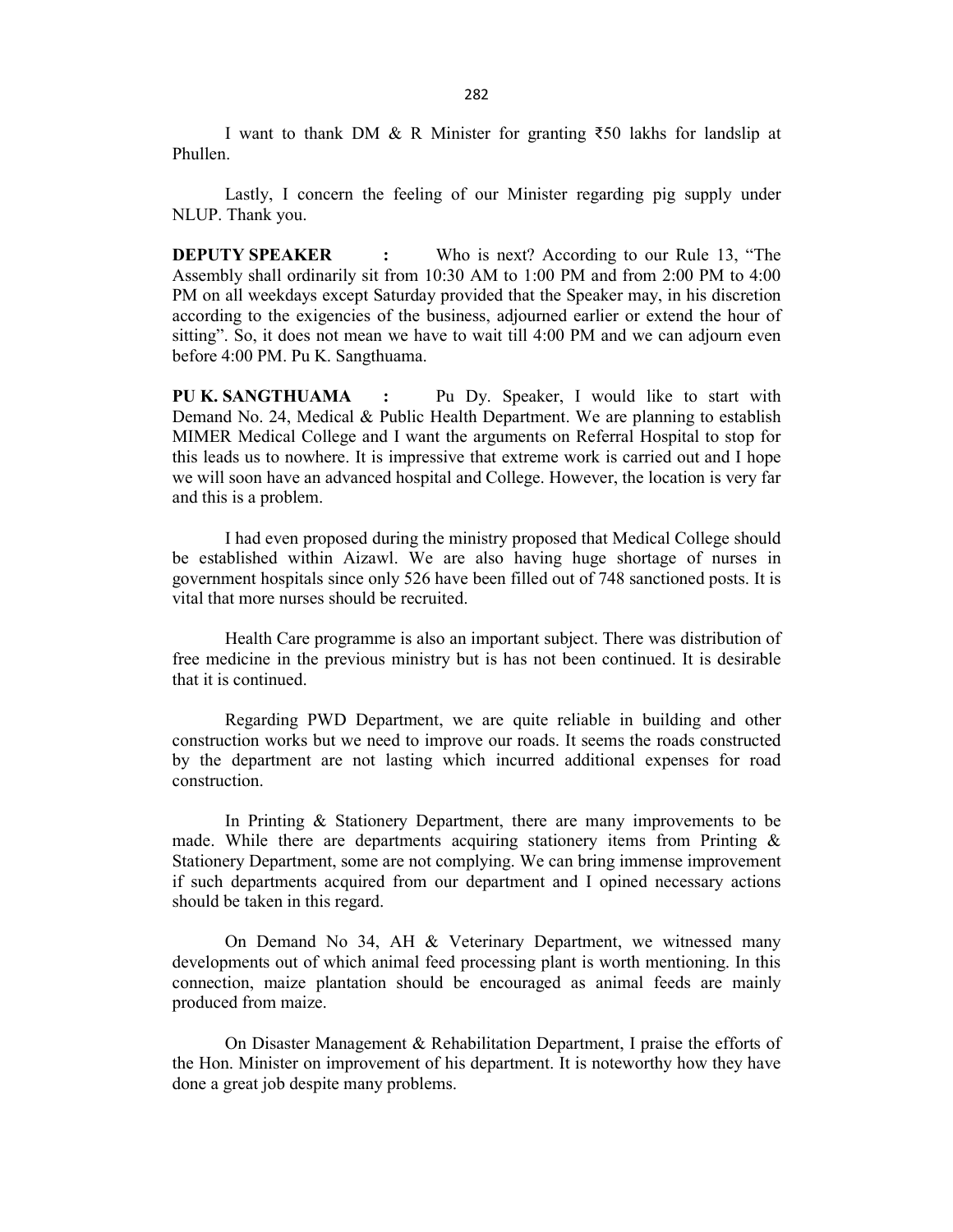I want to thank DM & R Minister for granting ₹50 lakhs for landslip at Phullen.

Lastly, I concern the feeling of our Minister regarding pig supply under NLUP. Thank you.

**DEPUTY SPEAKER :** Who is next? According to our Rule 13, "The Assembly shall ordinarily sit from 10:30 AM to 1:00 PM and from 2:00 PM to 4:00 PM on all weekdays except Saturday provided that the Speaker may, in his discretion according to the exigencies of the business, adjourned earlier or extend the hour of sitting". So, it does not mean we have to wait till 4:00 PM and we can adjourn even before 4:00 PM. Pu K. Sangthuama.

**PU K. SANGTHUAMA :** Pu Dy. Speaker, I would like to start with Demand No. 24, Medical & Public Health Department. We are planning to establish MIMER Medical College and I want the arguments on Referral Hospital to stop for this leads us to nowhere. It is impressive that extreme work is carried out and I hope we will soon have an advanced hospital and College. However, the location is very far and this is a problem.

I had even proposed during the ministry proposed that Medical College should be established within Aizawl. We are also having huge shortage of nurses in government hospitals since only 526 have been filled out of 748 sanctioned posts. It is vital that more nurses should be recruited.

Health Care programme is also an important subject. There was distribution of free medicine in the previous ministry but is has not been continued. It is desirable that it is continued.

Regarding PWD Department, we are quite reliable in building and other construction works but we need to improve our roads. It seems the roads constructed by the department are not lasting which incurred additional expenses for road construction.

In Printing & Stationery Department, there are many improvements to be made. While there are departments acquiring stationery items from Printing & Stationery Department, some are not complying. We can bring immense improvement if such departments acquired from our department and I opined necessary actions should be taken in this regard.

On Demand No 34, AH & Veterinary Department, we witnessed many developments out of which animal feed processing plant is worth mentioning. In this connection, maize plantation should be encouraged as animal feeds are mainly produced from maize.

On Disaster Management & Rehabilitation Department, I praise the efforts of the Hon. Minister on improvement of his department. It is noteworthy how they have done a great job despite many problems.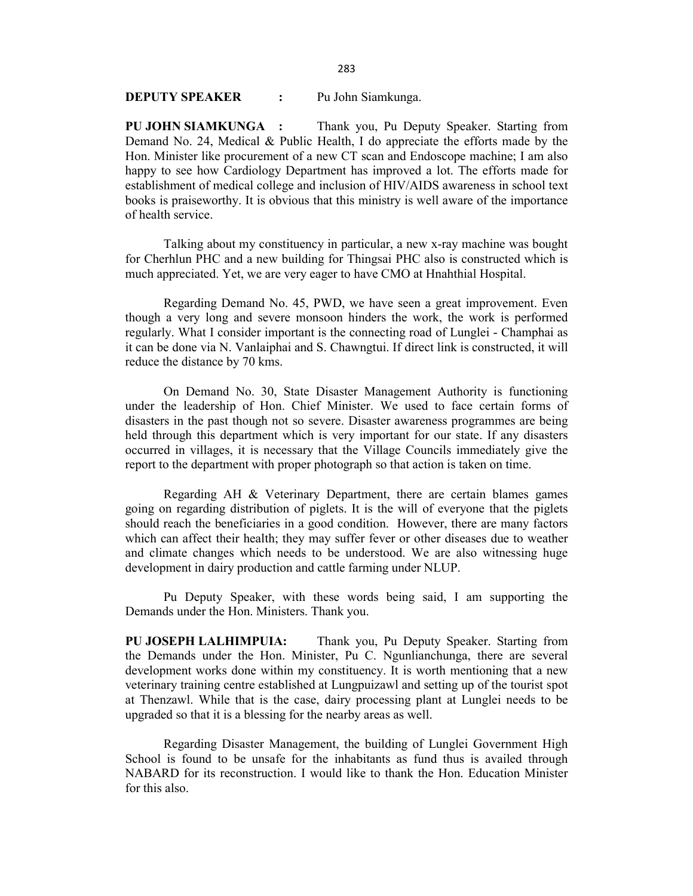**DEPUTY SPEAKER :** Pu John Siamkunga.

**PU JOHN SIAMKUNGA :** Thank you, Pu Deputy Speaker. Starting from Demand No. 24, Medical & Public Health, I do appreciate the efforts made by the Hon. Minister like procurement of a new CT scan and Endoscope machine; I am also happy to see how Cardiology Department has improved a lot. The efforts made for establishment of medical college and inclusion of HIV/AIDS awareness in school text books is praiseworthy. It is obvious that this ministry is well aware of the importance of health service.

Talking about my constituency in particular, a new x-ray machine was bought for Cherhlun PHC and a new building for Thingsai PHC also is constructed which is much appreciated. Yet, we are very eager to have CMO at Hnahthial Hospital.

Regarding Demand No. 45, PWD, we have seen a great improvement. Even though a very long and severe monsoon hinders the work, the work is performed regularly. What I consider important is the connecting road of Lunglei - Champhai as it can be done via N. Vanlaiphai and S. Chawngtui. If direct link is constructed, it will reduce the distance by 70 kms.

On Demand No. 30, State Disaster Management Authority is functioning under the leadership of Hon. Chief Minister. We used to face certain forms of disasters in the past though not so severe. Disaster awareness programmes are being held through this department which is very important for our state. If any disasters occurred in villages, it is necessary that the Village Councils immediately give the report to the department with proper photograph so that action is taken on time.

Regarding AH & Veterinary Department, there are certain blames games going on regarding distribution of piglets. It is the will of everyone that the piglets should reach the beneficiaries in a good condition. However, there are many factors which can affect their health; they may suffer fever or other diseases due to weather and climate changes which needs to be understood. We are also witnessing huge development in dairy production and cattle farming under NLUP.

Pu Deputy Speaker, with these words being said, I am supporting the Demands under the Hon. Ministers. Thank you.

**PU JOSEPH LALHIMPUIA:** Thank you, Pu Deputy Speaker. Starting from the Demands under the Hon. Minister, Pu C. Ngunlianchunga, there are several development works done within my constituency. It is worth mentioning that a new veterinary training centre established at Lungpuizawl and setting up of the tourist spot at Thenzawl. While that is the case, dairy processing plant at Lunglei needs to be upgraded so that it is a blessing for the nearby areas as well.

Regarding Disaster Management, the building of Lunglei Government High School is found to be unsafe for the inhabitants as fund thus is availed through NABARD for its reconstruction. I would like to thank the Hon. Education Minister for this also.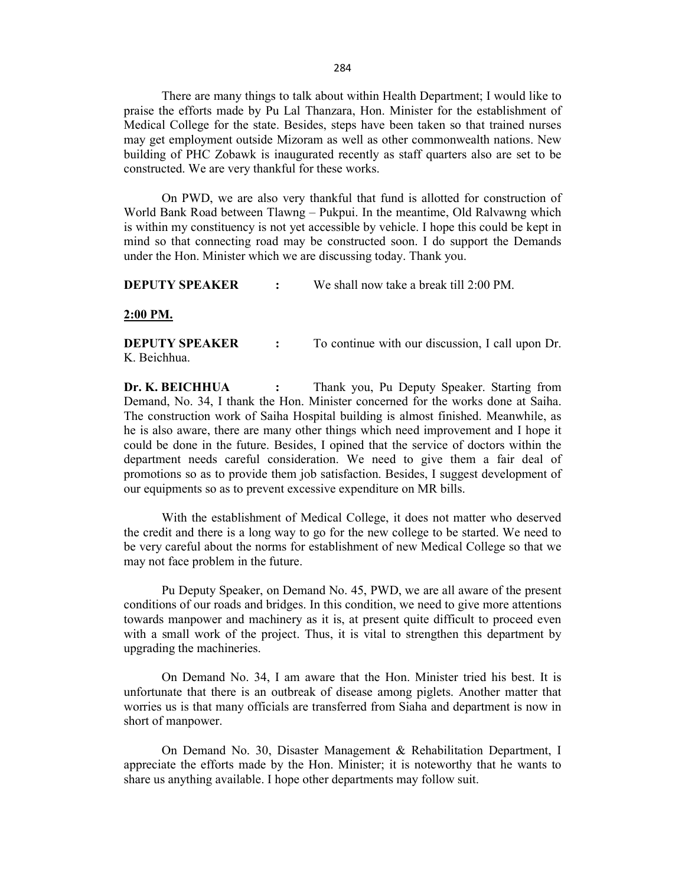There are many things to talk about within Health Department; I would like to praise the efforts made by Pu Lal Thanzara, Hon. Minister for the establishment of Medical College for the state. Besides, steps have been taken so that trained nurses may get employment outside Mizoram as well as other commonwealth nations. New building of PHC Zobawk is inaugurated recently as staff quarters also are set to be constructed. We are very thankful for these works.

On PWD, we are also very thankful that fund is allotted for construction of World Bank Road between Tlawng – Pukpui. In the meantime, Old Ralvawng which is within my constituency is not yet accessible by vehicle. I hope this could be kept in mind so that connecting road may be constructed soon. I do support the Demands under the Hon. Minister which we are discussing today. Thank you.

**DEPUTY SPEAKER :** We shall now take a break till 2:00 PM.

**2:00 PM.**

**DEPUTY SPEAKER :** To continue with our discussion, I call upon Dr. K. Beichhua.

**Dr. K. BEICHHUA :** Thank you, Pu Deputy Speaker. Starting from Demand, No. 34, I thank the Hon. Minister concerned for the works done at Saiha. The construction work of Saiha Hospital building is almost finished. Meanwhile, as he is also aware, there are many other things which need improvement and I hope it could be done in the future. Besides, I opined that the service of doctors within the department needs careful consideration. We need to give them a fair deal of promotions so as to provide them job satisfaction. Besides, I suggest development of our equipments so as to prevent excessive expenditure on MR bills.

With the establishment of Medical College, it does not matter who deserved the credit and there is a long way to go for the new college to be started. We need to be very careful about the norms for establishment of new Medical College so that we may not face problem in the future.

Pu Deputy Speaker, on Demand No. 45, PWD, we are all aware of the present conditions of our roads and bridges. In this condition, we need to give more attentions towards manpower and machinery as it is, at present quite difficult to proceed even with a small work of the project. Thus, it is vital to strengthen this department by upgrading the machineries.

On Demand No. 34, I am aware that the Hon. Minister tried his best. It is unfortunate that there is an outbreak of disease among piglets. Another matter that worries us is that many officials are transferred from Siaha and department is now in short of manpower.

On Demand No. 30, Disaster Management & Rehabilitation Department, I appreciate the efforts made by the Hon. Minister; it is noteworthy that he wants to share us anything available. I hope other departments may follow suit.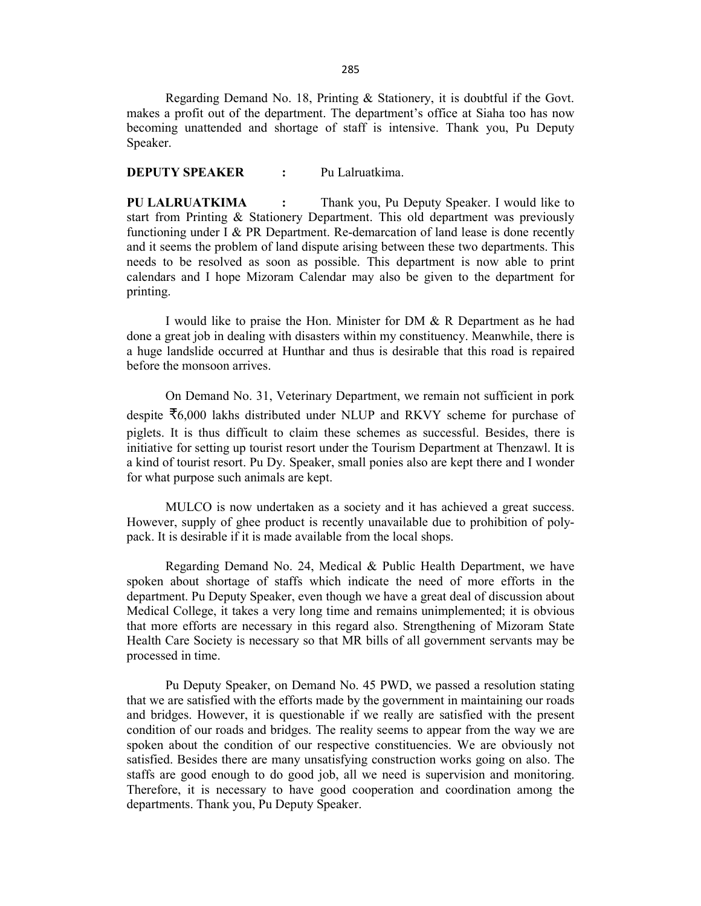Regarding Demand No. 18, Printing & Stationery, it is doubtful if the Govt. makes a profit out of the department. The department's office at Siaha too has now becoming unattended and shortage of staff is intensive. Thank you, Pu Deputy Speaker.

**DEPUTY SPEAKER :** Pu Lalruatkima.

**PU LALRUATKIMA :** Thank you, Pu Deputy Speaker. I would like to start from Printing & Stationery Department. This old department was previously functioning under I & PR Department. Re-demarcation of land lease is done recently and it seems the problem of land dispute arising between these two departments. This needs to be resolved as soon as possible. This department is now able to print calendars and I hope Mizoram Calendar may also be given to the department for printing.

I would like to praise the Hon. Minister for DM & R Department as he had done a great job in dealing with disasters within my constituency. Meanwhile, there is a huge landslide occurred at Hunthar and thus is desirable that this road is repaired before the monsoon arrives.

On Demand No. 31, Veterinary Department, we remain not sufficient in pork despite ₹6,000 lakhs distributed under NLUP and RKVY scheme for purchase of piglets. It is thus difficult to claim these schemes as successful. Besides, there is initiative for setting up tourist resort under the Tourism Department at Thenzawl. It is a kind of tourist resort. Pu Dy. Speaker, small ponies also are kept there and I wonder for what purpose such animals are kept.

MULCO is now undertaken as a society and it has achieved a great success. However, supply of ghee product is recently unavailable due to prohibition of poly-pack. It is desirable if it is made available from the local shops.

Regarding Demand No. 24, Medical & Public Health Department, we have spoken about shortage of staffs which indicate the need of more efforts in the department. Pu Deputy Speaker, even though we have a great deal of discussion about Medical College, it takes a very long time and remains unimplemented; it is obvious that more efforts are necessary in this regard also. Strengthening of Mizoram State Health Care Society is necessary so that MR bills of all government servants may be processed in time.

Pu Deputy Speaker, on Demand No. 45 PWD, we passed a resolution stating that we are satisfied with the efforts made by the government in maintaining our roads and bridges. However, it is questionable if we really are satisfied with the present condition of our roads and bridges. The reality seems to appear from the way we are spoken about the condition of our respective constituencies. We are obviously not satisfied. Besides there are many unsatisfying construction works going on also. The staffs are good enough to do good job, all we need is supervision and monitoring. Therefore, it is necessary to have good cooperation and coordination among the departments. Thank you, Pu Deputy Speaker.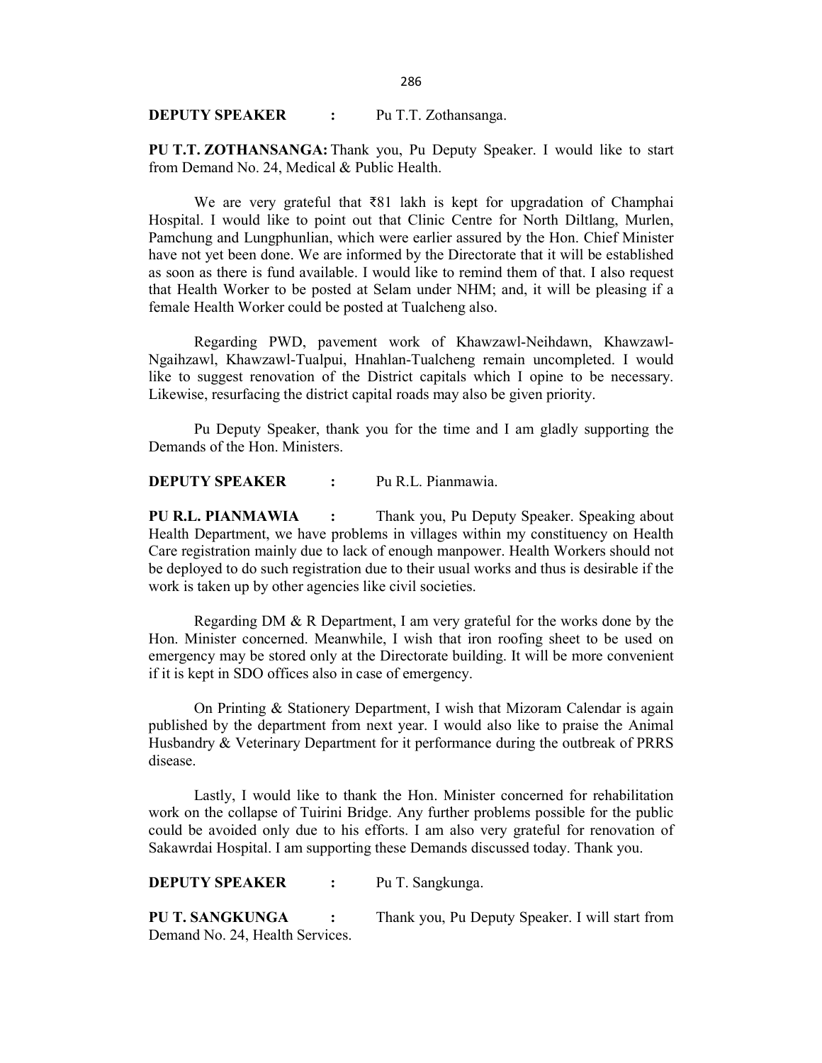**DEPUTY SPEAKER :** Pu T.T. Zothansanga.

**PU T.T. ZOTHANSANGA:** Thank you, Pu Deputy Speaker. I would like to start from Demand No. 24, Medical & Public Health.

We are very grateful that ₹81 lakh is kept for upgradation of Champhai Hospital. I would like to point out that Clinic Centre for North Diltlang, Murlen, Pamchung and Lungphunlian, which were earlier assured by the Hon. Chief Minister have not yet been done. We are informed by the Directorate that it will be established as soon as there is fund available. I would like to remind them of that. I also request that Health Worker to be posted at Selam under NHM; and, it will be pleasing if a female Health Worker could be posted at Tualcheng also.

Regarding PWD, pavement work of Khawzawl-Neihdawn, Khawzawl-Ngaihzawl, Khawzawl-Tualpui, Hnahlan-Tualcheng remain uncompleted. I would like to suggest renovation of the District capitals which I opine to be necessary. Likewise, resurfacing the district capital roads may also be given priority.

Pu Deputy Speaker, thank you for the time and I am gladly supporting the Demands of the Hon. Ministers.

**DEPUTY SPEAKER :** Pu R.L. Pianmawia.

**PU R.L. PIANMAWIA :** Thank you, Pu Deputy Speaker. Speaking about Health Department, we have problems in villages within my constituency on Health Care registration mainly due to lack of enough manpower. Health Workers should not be deployed to do such registration due to their usual works and thus is desirable if the work is taken up by other agencies like civil societies.

Regarding DM & R Department, I am very grateful for the works done by the Hon. Minister concerned. Meanwhile, I wish that iron roofing sheet to be used on emergency may be stored only at the Directorate building. It will be more convenient if it is kept in SDO offices also in case of emergency.

On Printing & Stationery Department, I wish that Mizoram Calendar is again published by the department from next year. I would also like to praise the Animal Husbandry & Veterinary Department for it performance during the outbreak of PRRS disease.

Lastly, I would like to thank the Hon. Minister concerned for rehabilitation work on the collapse of Tuirini Bridge. Any further problems possible for the public could be avoided only due to his efforts. I am also very grateful for renovation of Sakawrdai Hospital. I am supporting these Demands discussed today. Thank you.

**DEPUTY SPEAKER :** Pu T. Sangkunga.

**PU T. SANGKUNGA :** Thank you, Pu Deputy Speaker. I will start from Demand No. 24, Health Services.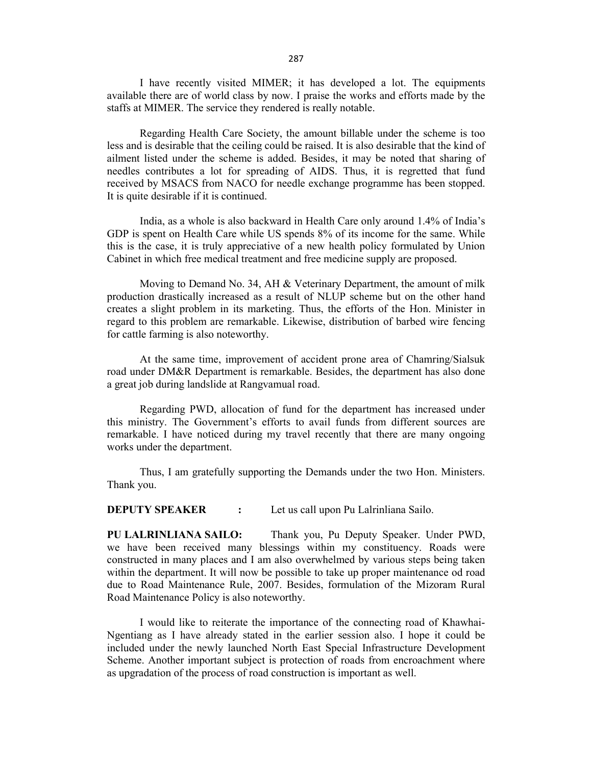I have recently visited MIMER; it has developed a lot. The equipments available there are of world class by now. I praise the works and efforts made by the staffs at MIMER. The service they rendered is really notable.

Regarding Health Care Society, the amount billable under the scheme is too less and is desirable that the ceiling could be raised. It is also desirable that the kind of ailment listed under the scheme is added. Besides, it may be noted that sharing of needles contributes a lot for spreading of AIDS. Thus, it is regretted that fund received by MSACS from NACO for needle exchange programme has been stopped. It is quite desirable if it is continued.

India, as a whole is also backward in Health Care only around 1.4% of India's GDP is spent on Health Care while US spends 8% of its income for the same. While this is the case, it is truly appreciative of a new health policy formulated by Union Cabinet in which free medical treatment and free medicine supply are proposed.

Moving to Demand No. 34, AH & Veterinary Department, the amount of milk production drastically increased as a result of NLUP scheme but on the other hand creates a slight problem in its marketing. Thus, the efforts of the Hon. Minister in regard to this problem are remarkable. Likewise, distribution of barbed wire fencing for cattle farming is also noteworthy.

At the same time, improvement of accident prone area of Chamring/Sialsuk road under DM&R Department is remarkable. Besides, the department has also done a great job during landslide at Rangvamual road.

Regarding PWD, allocation of fund for the department has increased under this ministry. The Government's efforts to avail funds from different sources are remarkable. I have noticed during my travel recently that there are many ongoing works under the department.

Thus, I am gratefully supporting the Demands under the two Hon. Ministers. Thank you.

**DEPUTY SPEAKER :** Let us call upon Pu Lalrinliana Sailo.

**PU LALRINLIANA SAILO:** Thank you, Pu Deputy Speaker. Under PWD, we have been received many blessings within my constituency. Roads were constructed in many places and I am also overwhelmed by various steps being taken within the department. It will now be possible to take up proper maintenance od road due to Road Maintenance Rule, 2007. Besides, formulation of the Mizoram Rural Road Maintenance Policy is also noteworthy.

I would like to reiterate the importance of the connecting road of Khawhai-Ngentiang as I have already stated in the earlier session also. I hope it could be included under the newly launched North East Special Infrastructure Development Scheme. Another important subject is protection of roads from encroachment where as upgradation of the process of road construction is important as well.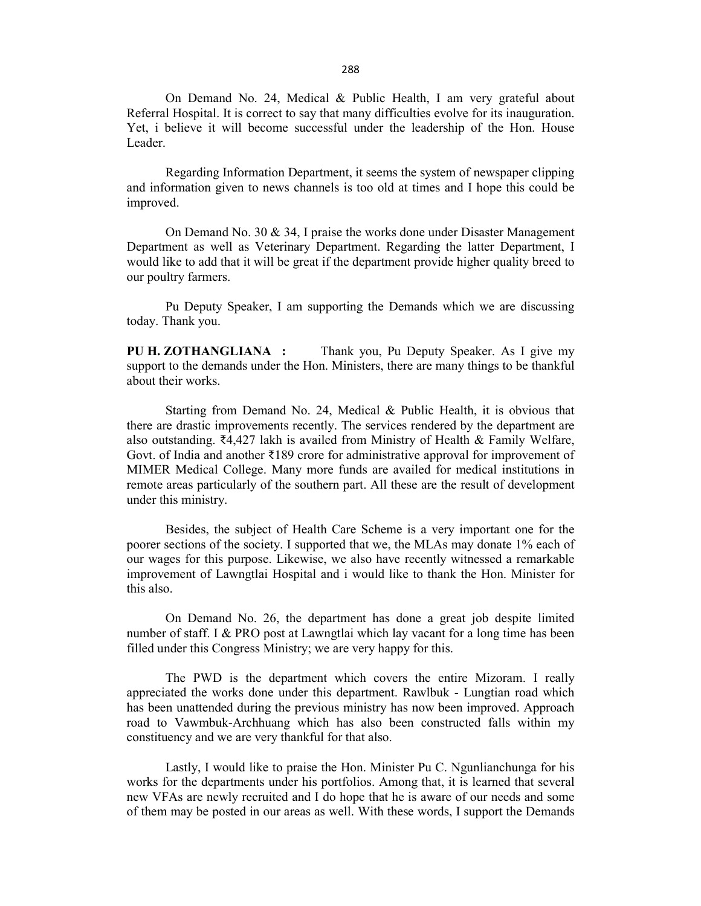On Demand No. 24, Medical & Public Health, I am very grateful about Referral Hospital. It is correct to say that many difficulties evolve for its inauguration. Yet, i believe it will become successful under the leadership of the Hon. House Leader.

Regarding Information Department, it seems the system of newspaper clipping and information given to news channels is too old at times and I hope this could be improved.

On Demand No. 30 & 34, I praise the works done under Disaster Management Department as well as Veterinary Department. Regarding the latter Department, I would like to add that it will be great if the department provide higher quality breed to our poultry farmers.

Pu Deputy Speaker, I am supporting the Demands which we are discussing today. Thank you.

**PU H. ZOTHANGLIANA :** Thank you, Pu Deputy Speaker. As I give my support to the demands under the Hon. Ministers, there are many things to be thankful about their works.

Starting from Demand No. 24, Medical & Public Health, it is obvious that there are drastic improvements recently. The services rendered by the department are also outstanding. ₹4,427 lakh is availed from Ministry of Health & Family Welfare, Govt. of India and another ₹189 crore for administrative approval for improvement of MIMER Medical College. Many more funds are availed for medical institutions in remote areas particularly of the southern part. All these are the result of development under this ministry.

Besides, the subject of Health Care Scheme is a very important one for the poorer sections of the society. I supported that we, the MLAs may donate 1% each of our wages for this purpose. Likewise, we also have recently witnessed a remarkable improvement of Lawngtlai Hospital and i would like to thank the Hon. Minister for this also.

On Demand No. 26, the department has done a great job despite limited number of staff. I & PRO post at Lawngtlai which lay vacant for a long time has been filled under this Congress Ministry; we are very happy for this.

The PWD is the department which covers the entire Mizoram. I really appreciated the works done under this department. Rawlbuk - Lungtian road which has been unattended during the previous ministry has now been improved. Approach road to Vawmbuk-Archhuang which has also been constructed falls within my constituency and we are very thankful for that also.

Lastly, I would like to praise the Hon. Minister Pu C. Ngunlianchunga for his works for the departments under his portfolios. Among that, it is learned that several new VFAs are newly recruited and I do hope that he is aware of our needs and some of them may be posted in our areas as well. With these words, I support the Demands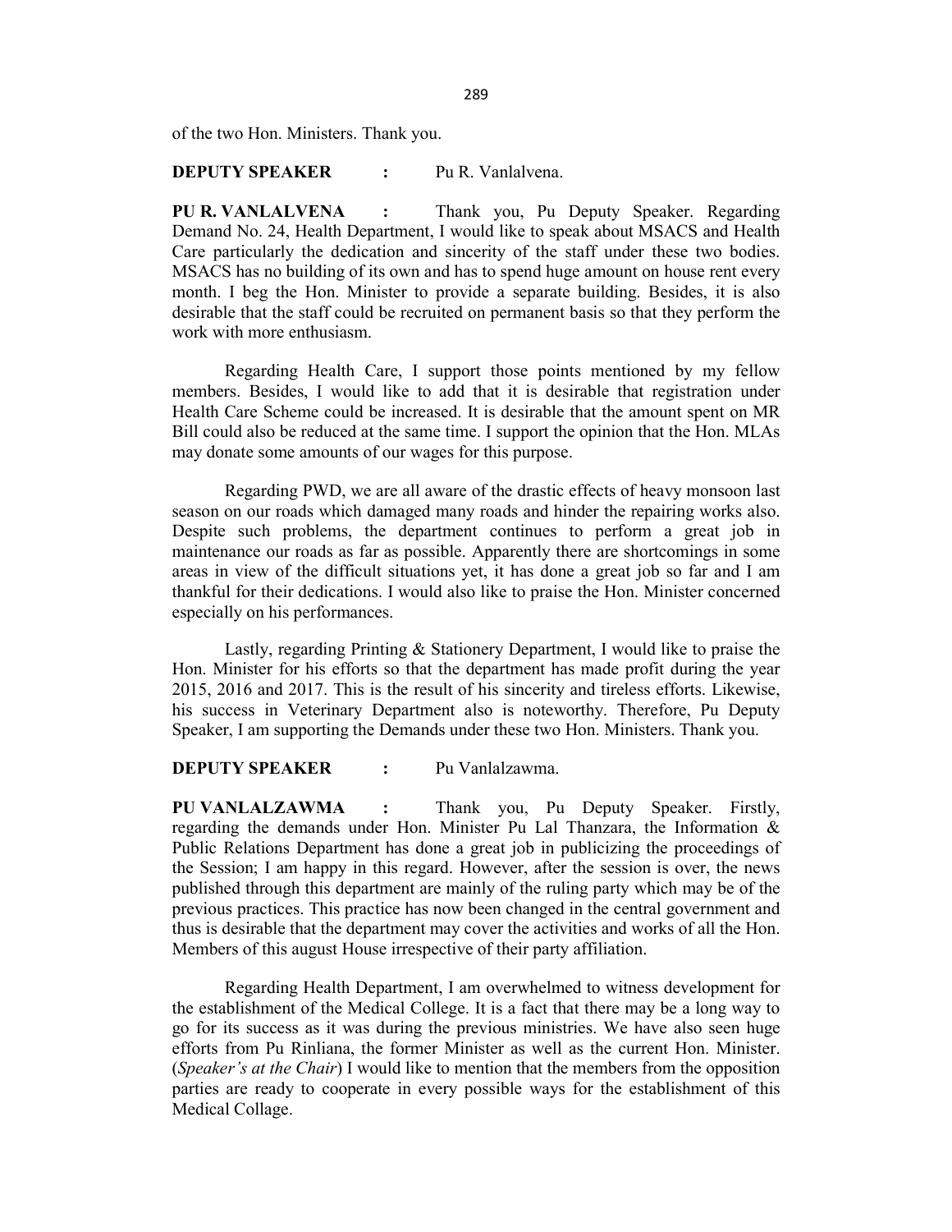of the two Hon. Ministers. Thank you.

**DEPUTY SPEAKER :** Pu R. Vanlalvena.

**PU R. VANLALVENA :** Thank you, Pu Deputy Speaker. Regarding Demand No. 24, Health Department, I would like to speak about MSACS and Health Care particularly the dedication and sincerity of the staff under these two bodies. MSACS has no building of its own and has to spend huge amount on house rent every month. I beg the Hon. Minister to provide a separate building. Besides, it is also desirable that the staff could be recruited on permanent basis so that they perform the work with more enthusiasm.

Regarding Health Care, I support those points mentioned by my fellow members. Besides, I would like to add that it is desirable that registration under Health Care Scheme could be increased. It is desirable that the amount spent on MR Bill could also be reduced at the same time. I support the opinion that the Hon. MLAs may donate some amounts of our wages for this purpose.

Regarding PWD, we are all aware of the drastic effects of heavy monsoon last season on our roads which damaged many roads and hinder the repairing works also. Despite such problems, the department continues to perform a great job in maintenance our roads as far as possible. Apparently there are shortcomings in some areas in view of the difficult situations yet, it has done a great job so far and I am thankful for their dedications. I would also like to praise the Hon. Minister concerned especially on his performances.

Lastly, regarding Printing & Stationery Department, I would like to praise the Hon. Minister for his efforts so that the department has made profit during the year 2015, 2016 and 2017. This is the result of his sincerity and tireless efforts. Likewise, his success in Veterinary Department also is noteworthy. Therefore, Pu Deputy Speaker, I am supporting the Demands under these two Hon. Ministers. Thank you.

**DEPUTY SPEAKER :** Pu Vanlalzawma.

**PU VANLALZAWMA :** Thank you, Pu Deputy Speaker. Firstly, regarding the demands under Hon. Minister Pu Lal Thanzara, the Information & Public Relations Department has done a great job in publicizing the proceedings of the Session; I am happy in this regard. However, after the session is over, the news published through this department are mainly of the ruling party which may be of the previous practices. This practice has now been changed in the central government and thus is desirable that the department may cover the activities and works of all the Hon. Members of this august House irrespective of their party affiliation.

Regarding Health Department, I am overwhelmed to witness development for the establishment of the Medical College. It is a fact that there may be a long way to go for its success as it was during the previous ministries. We have also seen huge efforts from Pu Rinliana, the former Minister as well as the current Hon. Minister. (*Speaker's at the Chair*) I would like to mention that the members from the opposition parties are ready to cooperate in every possible ways for the establishment of this Medical Collage.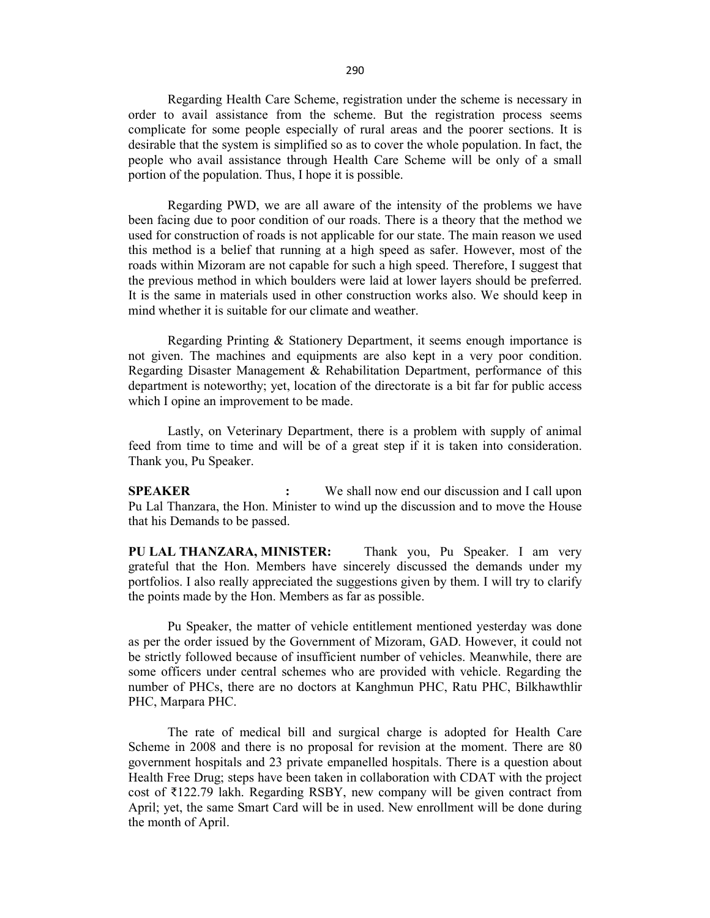Regarding Health Care Scheme, registration under the scheme is necessary in order to avail assistance from the scheme. But the registration process seems complicate for some people especially of rural areas and the poorer sections. It is desirable that the system is simplified so as to cover the whole population. In fact, the people who avail assistance through Health Care Scheme will be only of a small portion of the population. Thus, I hope it is possible.

Regarding PWD, we are all aware of the intensity of the problems we have been facing due to poor condition of our roads. There is a theory that the method we used for construction of roads is not applicable for our state. The main reason we used this method is a belief that running at a high speed as safer. However, most of the roads within Mizoram are not capable for such a high speed. Therefore, I suggest that the previous method in which boulders were laid at lower layers should be preferred. It is the same in materials used in other construction works also. We should keep in mind whether it is suitable for our climate and weather.

Regarding Printing & Stationery Department, it seems enough importance is not given. The machines and equipments are also kept in a very poor condition. Regarding Disaster Management & Rehabilitation Department, performance of this department is noteworthy; yet, location of the directorate is a bit far for public access which I opine an improvement to be made.

Lastly, on Veterinary Department, there is a problem with supply of animal feed from time to time and will be of a great step if it is taken into consideration. Thank you, Pu Speaker.

**SPEAKER :** We shall now end our discussion and I call upon Pu Lal Thanzara, the Hon. Minister to wind up the discussion and to move the House that his Demands to be passed.

**PU LAL THANZARA, MINISTER:** Thank you, Pu Speaker. I am very grateful that the Hon. Members have sincerely discussed the demands under my portfolios. I also really appreciated the suggestions given by them. I will try to clarify the points made by the Hon. Members as far as possible.

Pu Speaker, the matter of vehicle entitlement mentioned yesterday was done as per the order issued by the Government of Mizoram, GAD. However, it could not be strictly followed because of insufficient number of vehicles. Meanwhile, there are some officers under central schemes who are provided with vehicle. Regarding the number of PHCs, there are no doctors at Kanghmun PHC, Ratu PHC, Bilkhawthlir PHC, Marpara PHC.

The rate of medical bill and surgical charge is adopted for Health Care Scheme in 2008 and there is no proposal for revision at the moment. There are 80 government hospitals and 23 private empanelled hospitals. There is a question about Health Free Drug; steps have been taken in collaboration with CDAT with the project cost of ₹122.79 lakh. Regarding RSBY, new company will be given contract from April; yet, the same Smart Card will be in used. New enrollment will be done during the month of April.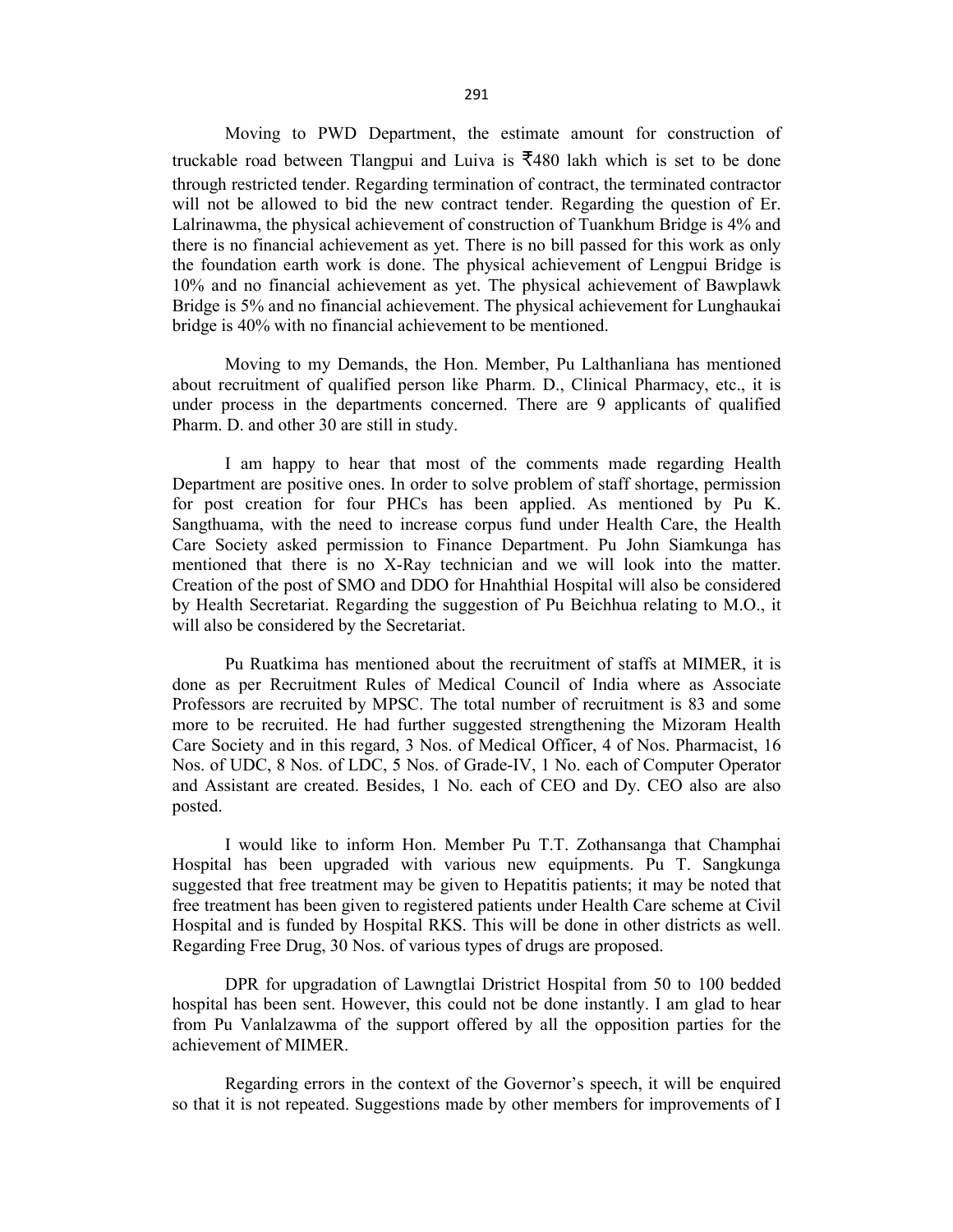Moving to PWD Department, the estimate amount for construction of truckable road between Tlangpui and Luiva is ₹480 lakh which is set to be done through restricted tender. Regarding termination of contract, the terminated contractor will not be allowed to bid the new contract tender. Regarding the question of Er. Lalrinawma, the physical achievement of construction of Tuankhum Bridge is 4% and there is no financial achievement as yet. There is no bill passed for this work as only the foundation earth work is done. The physical achievement of Lengpui Bridge is 10% and no financial achievement as yet. The physical achievement of Bawplawk Bridge is 5% and no financial achievement. The physical achievement for Lunghaukai bridge is 40% with no financial achievement to be mentioned.

Moving to my Demands, the Hon. Member, Pu Lalthanliana has mentioned about recruitment of qualified person like Pharm. D., Clinical Pharmacy, etc., it is under process in the departments concerned. There are 9 applicants of qualified Pharm. D. and other 30 are still in study.

I am happy to hear that most of the comments made regarding Health Department are positive ones. In order to solve problem of staff shortage, permission for post creation for four PHCs has been applied. As mentioned by Pu K. Sangthuama, with the need to increase corpus fund under Health Care, the Health Care Society asked permission to Finance Department. Pu John Siamkunga has mentioned that there is no X-Ray technician and we will look into the matter. Creation of the post of SMO and DDO for Hnahthial Hospital will also be considered by Health Secretariat. Regarding the suggestion of Pu Beichhua relating to M.O., it will also be considered by the Secretariat.

Pu Ruatkima has mentioned about the recruitment of staffs at MIMER, it is done as per Recruitment Rules of Medical Council of India where as Associate Professors are recruited by MPSC. The total number of recruitment is 83 and some more to be recruited. He had further suggested strengthening the Mizoram Health Care Society and in this regard, 3 Nos. of Medical Officer, 4 of Nos. Pharmacist, 16 Nos. of UDC, 8 Nos. of LDC, 5 Nos. of Grade-IV, 1 No. each of Computer Operator and Assistant are created. Besides, 1 No. each of CEO and Dy. CEO also are also posted.

I would like to inform Hon. Member Pu T.T. Zothansanga that Champhai Hospital has been upgraded with various new equipments. Pu T. Sangkunga suggested that free treatment may be given to Hepatitis patients; it may be noted that free treatment has been given to registered patients under Health Care scheme at Civil Hospital and is funded by Hospital RKS. This will be done in other districts as well. Regarding Free Drug, 30 Nos. of various types of drugs are proposed.

DPR for upgradation of Lawngtlai Dristrict Hospital from 50 to 100 bedded hospital has been sent. However, this could not be done instantly. I am glad to hear from Pu Vanlalzawma of the support offered by all the opposition parties for the achievement of MIMER.

Regarding errors in the context of the Governor's speech, it will be enquired so that it is not repeated. Suggestions made by other members for improvements of I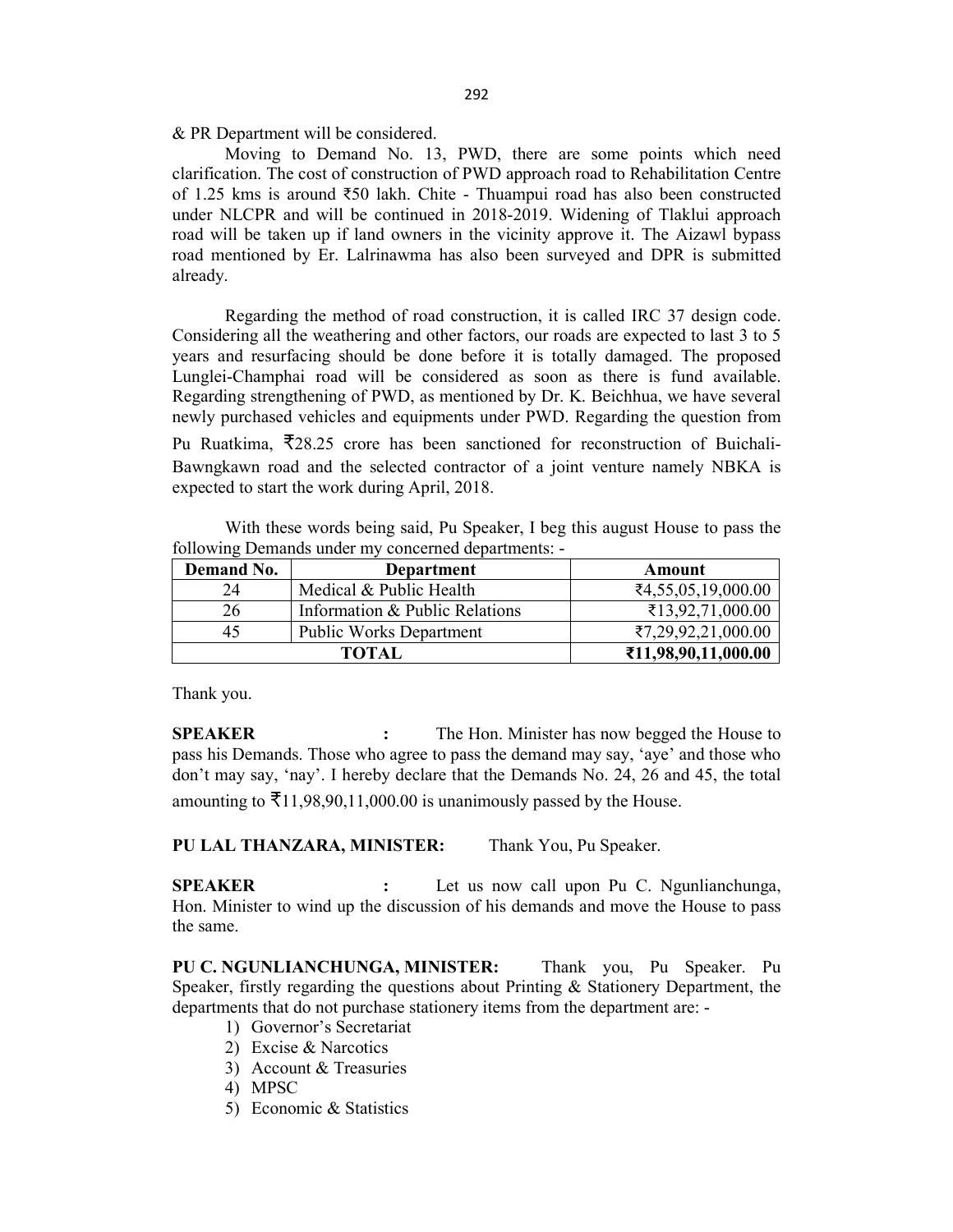& PR Department will be considered.

Moving to Demand No. 13, PWD, there are some points which need clarification. The cost of construction of PWD approach road to Rehabilitation Centre of 1.25 kms is around ₹50 lakh. Chite - Thuampui road has also been constructed under NLCPR and will be continued in 2018-2019. Widening of Tlaklui approach road will be taken up if land owners in the vicinity approve it. The Aizawl bypass road mentioned by Er. Lalrinawma has also been surveyed and DPR is submitted already.

Regarding the method of road construction, it is called IRC 37 design code. Considering all the weathering and other factors, our roads are expected to last 3 to 5 years and resurfacing should be done before it is totally damaged. The proposed Lunglei-Champhai road will be considered as soon as there is fund available. Regarding strengthening of PWD, as mentioned by Dr. K. Beichhua, we have several newly purchased vehicles and equipments under PWD. Regarding the question from Pu Ruatkima, ₹28.25 crore has been sanctioned for reconstruction of Buichali-Bawngkawn road and the selected contractor of a joint venture namely NBKA is expected to start the work during April, 2018.

With these words being said, Pu Speaker, I beg this august House to pass the following Demands under my concerned departments: -

| Demand No. | Department | Amount |
|---|---|---|
| 24 | Medical & Public Health | ₹4,55,05,19,000.00 |
| 26 | Information & Public Relations | ₹13,92,71,000.00 |
| 45 | Public Works Department | ₹7,29,92,21,000.00 |
| **TOTAL** | | **₹11,98,90,11,000.00** |

Thank you.

**SPEAKER :** The Hon. Minister has now begged the House to pass his Demands. Those who agree to pass the demand may say, 'aye' and those who don't may say, 'nay'. I hereby declare that the Demands No. 24, 26 and 45, the total amounting to ₹11,98,90,11,000.00 is unanimously passed by the House.

**PU LAL THANZARA, MINISTER:** Thank You, Pu Speaker.

**SPEAKER :** Let us now call upon Pu C. Ngunlianchunga, Hon. Minister to wind up the discussion of his demands and move the House to pass the same.

**PU C. NGUNLIANCHUNGA, MINISTER:** Thank you, Pu Speaker. Pu Speaker, firstly regarding the questions about Printing & Stationery Department, the departments that do not purchase stationery items from the department are: -

1) Governor's Secretariat
2) Excise & Narcotics
3) Account & Treasuries
4) MPSC
5) Economic & Statistics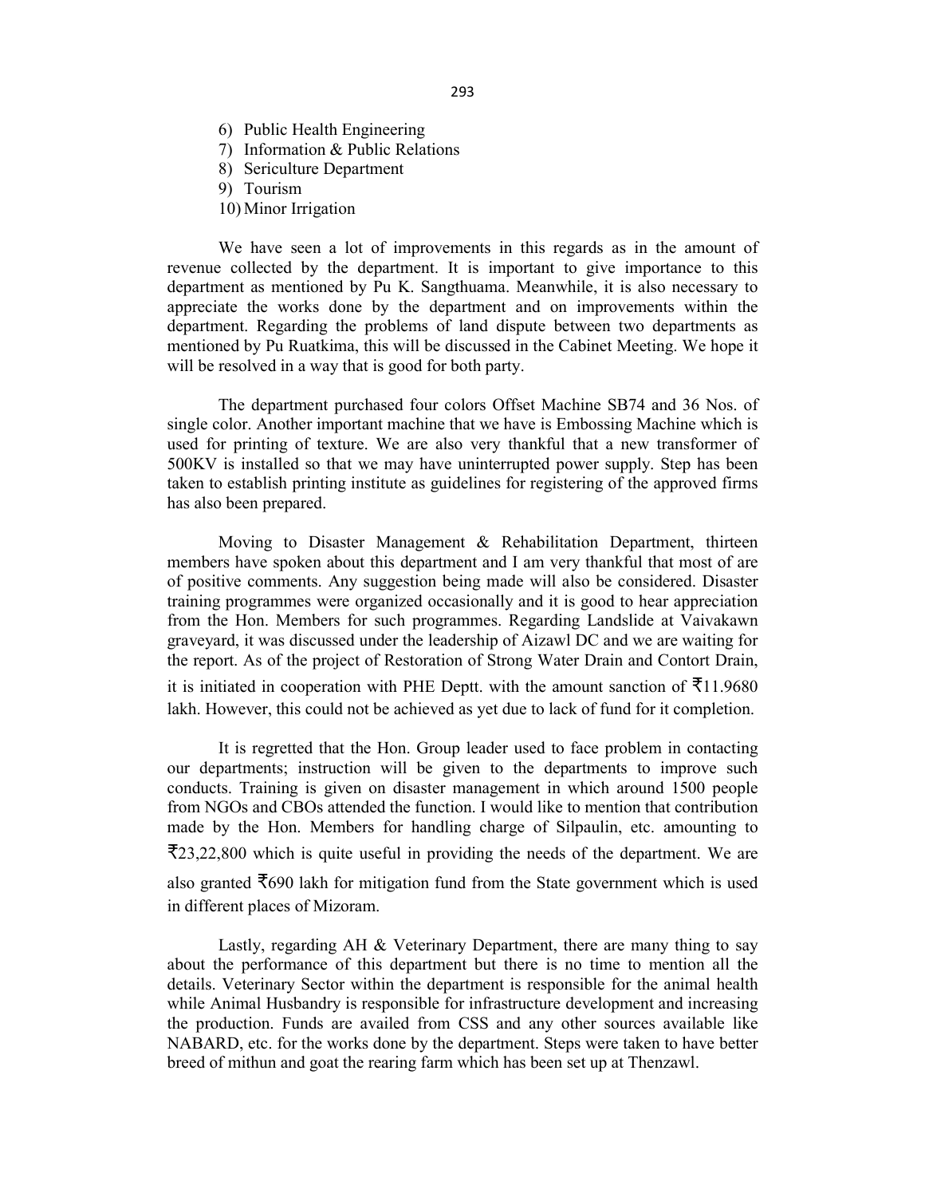6) Public Health Engineering
7) Information & Public Relations
8) Sericulture Department
9) Tourism
10) Minor Irrigation

We have seen a lot of improvements in this regards as in the amount of revenue collected by the department. It is important to give importance to this department as mentioned by Pu K. Sangthuama. Meanwhile, it is also necessary to appreciate the works done by the department and on improvements within the department. Regarding the problems of land dispute between two departments as mentioned by Pu Ruatkima, this will be discussed in the Cabinet Meeting. We hope it will be resolved in a way that is good for both party.

The department purchased four colors Offset Machine SB74 and 36 Nos. of single color. Another important machine that we have is Embossing Machine which is used for printing of texture. We are also very thankful that a new transformer of 500KV is installed so that we may have uninterrupted power supply. Step has been taken to establish printing institute as guidelines for registering of the approved firms has also been prepared.

Moving to Disaster Management & Rehabilitation Department, thirteen members have spoken about this department and I am very thankful that most of are of positive comments. Any suggestion being made will also be considered. Disaster training programmes were organized occasionally and it is good to hear appreciation from the Hon. Members for such programmes. Regarding Landslide at Vaivakawn graveyard, it was discussed under the leadership of Aizawl DC and we are waiting for the report. As of the project of Restoration of Strong Water Drain and Contort Drain, it is initiated in cooperation with PHE Deptt. with the amount sanction of ₹11.9680 lakh. However, this could not be achieved as yet due to lack of fund for it completion.

It is regretted that the Hon. Group leader used to face problem in contacting our departments; instruction will be given to the departments to improve such conducts. Training is given on disaster management in which around 1500 people from NGOs and CBOs attended the function. I would like to mention that contribution made by the Hon. Members for handling charge of Silpaulin, etc. amounting to ₹23,22,800 which is quite useful in providing the needs of the department. We are also granted ₹690 lakh for mitigation fund from the State government which is used in different places of Mizoram.

Lastly, regarding AH & Veterinary Department, there are many thing to say about the performance of this department but there is no time to mention all the details. Veterinary Sector within the department is responsible for the animal health while Animal Husbandry is responsible for infrastructure development and increasing the production. Funds are availed from CSS and any other sources available like NABARD, etc. for the works done by the department. Steps were taken to have better breed of mithun and goat the rearing farm which has been steps up at Thenzawl.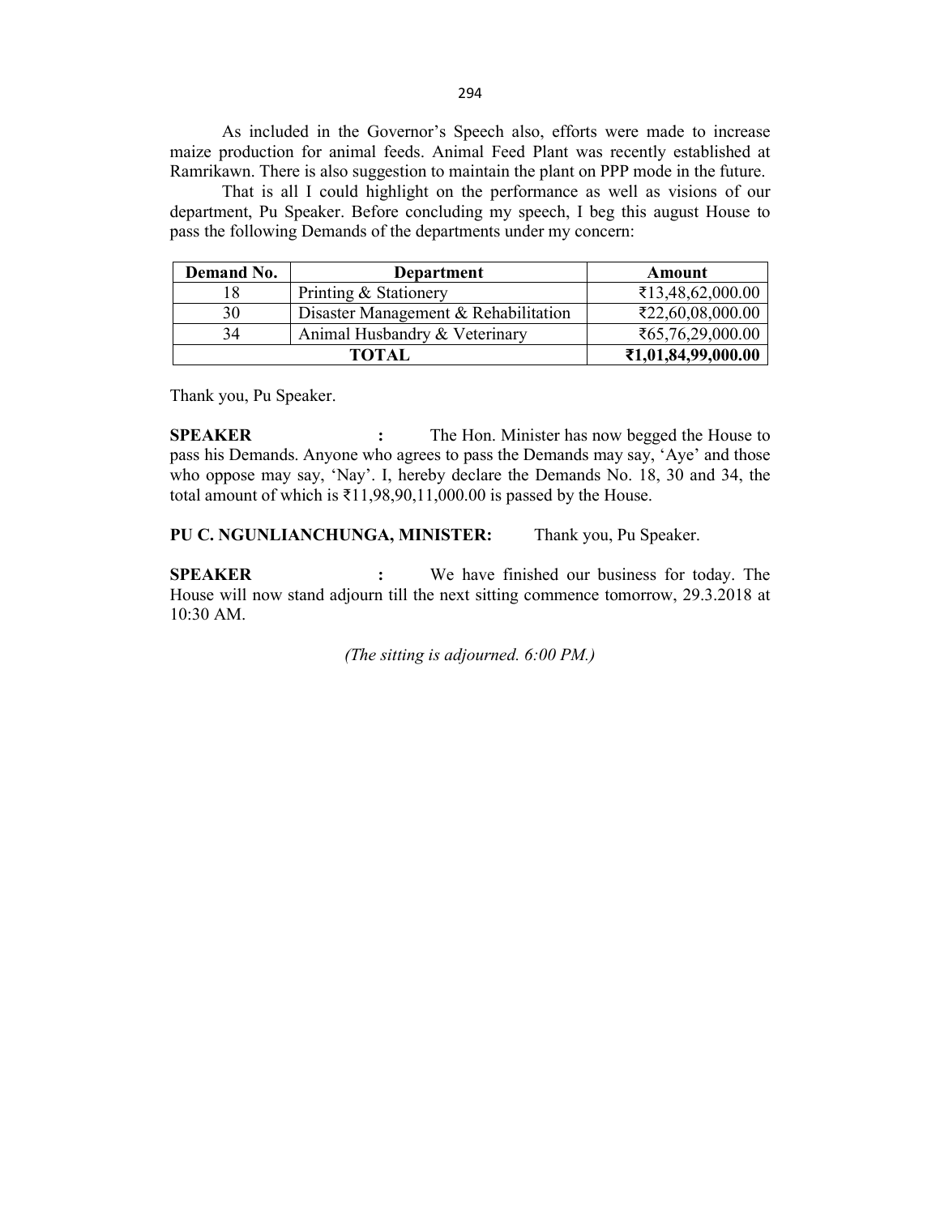As included in the Governor's Speech also, efforts were made to increase maize production for animal feeds. Animal Feed Plant was recently established at Ramrikawn. There is also suggestion to maintain the plant on PPP mode in the future.

That is all I could highlight on the performance as well as visions of our department, Pu Speaker. Before concluding my speech, I beg this august House to pass the following Demands of the departments under my concern:

| Demand No. | Department | Amount |
|---|---|---|
| 18 | Printing & Stationery | ₹13,48,62,000.00 |
| 30 | Disaster Management & Rehabilitation | ₹22,60,08,000.00 |
| 34 | Animal Husbandry & Veterinary | ₹65,76,29,000.00 |
| **TOTAL** | | **₹1,01,84,99,000.00** |

Thank you, Pu Speaker.

**SPEAKER :** The Hon. Minister has now begged the House to pass his Demands. Anyone who agrees to pass the Demands may say, 'Aye' and those who oppose may say, 'Nay'. I, hereby declare the Demands No. 18, 30 and 34, the total amount of which is ₹11,98,90,11,000.00 is passed by the House.

**PU C. NGUNLIANCHUNGA, MINISTER:** Thank you, Pu Speaker.

**SPEAKER :** We have finished our business for today. The House will now stand adjourn till the next sitting commence tomorrow, 29.3.2018 at 10:30 AM.

*(The sitting is adjourned. 6:00 PM.)*